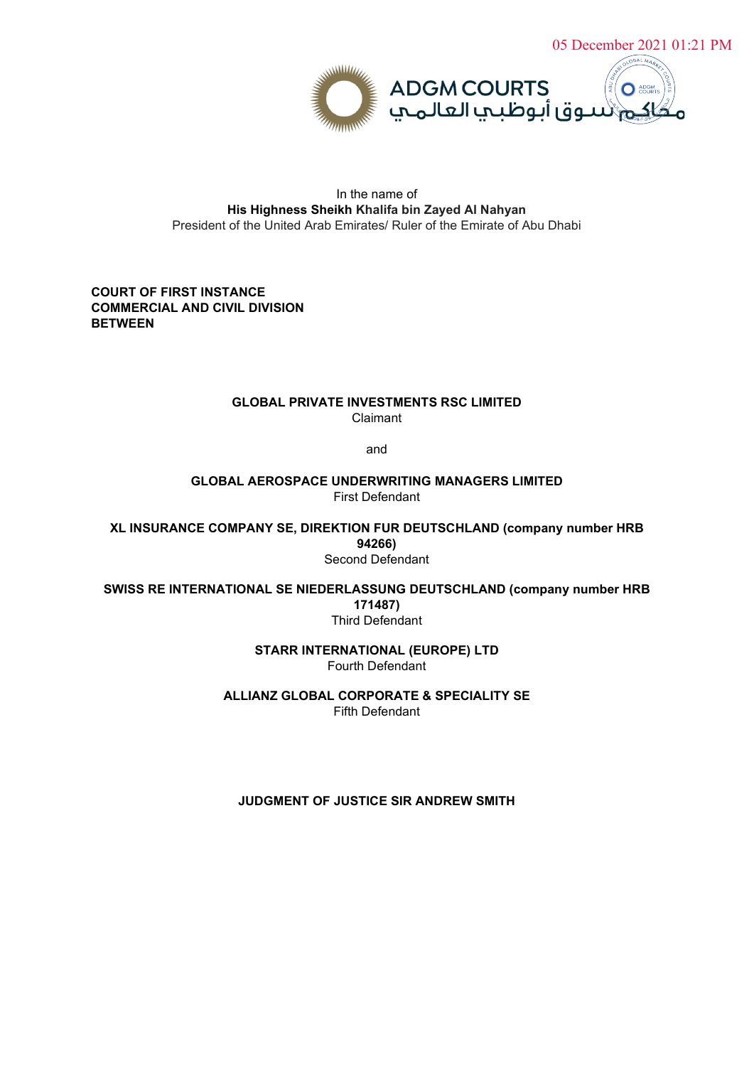05 December 2021 01:21 PM

ADGM COURTS
محاكم سوق أبوظبي العالمي

In the name of
**His Highness Sheikh Khalifa bin Zayed Al Nahyan**
President of the United Arab Emirates/ Ruler of the Emirate of Abu Dhabi

**COURT OF FIRST INSTANCE**
**COMMERCIAL AND CIVIL DIVISION**
**BETWEEN**

**GLOBAL PRIVATE INVESTMENTS RSC LIMITED**
Claimant

and

**GLOBAL AEROSPACE UNDERWRITING MANAGERS LIMITED**
First Defendant

**XL INSURANCE COMPANY SE, DIREKTION FUR DEUTSCHLAND (company number HRB 94266)**
Second Defendant

**SWISS RE INTERNATIONAL SE NIEDERLASSUNG DEUTSCHLAND (company number HRB 171487)**
Third Defendant

**STARR INTERNATIONAL (EUROPE) LTD**
Fourth Defendant

**ALLIANZ GLOBAL CORPORATE & SPECIALITY SE**
Fifth Defendant

**JUDGMENT OF JUSTICE SIR ANDREW SMITH**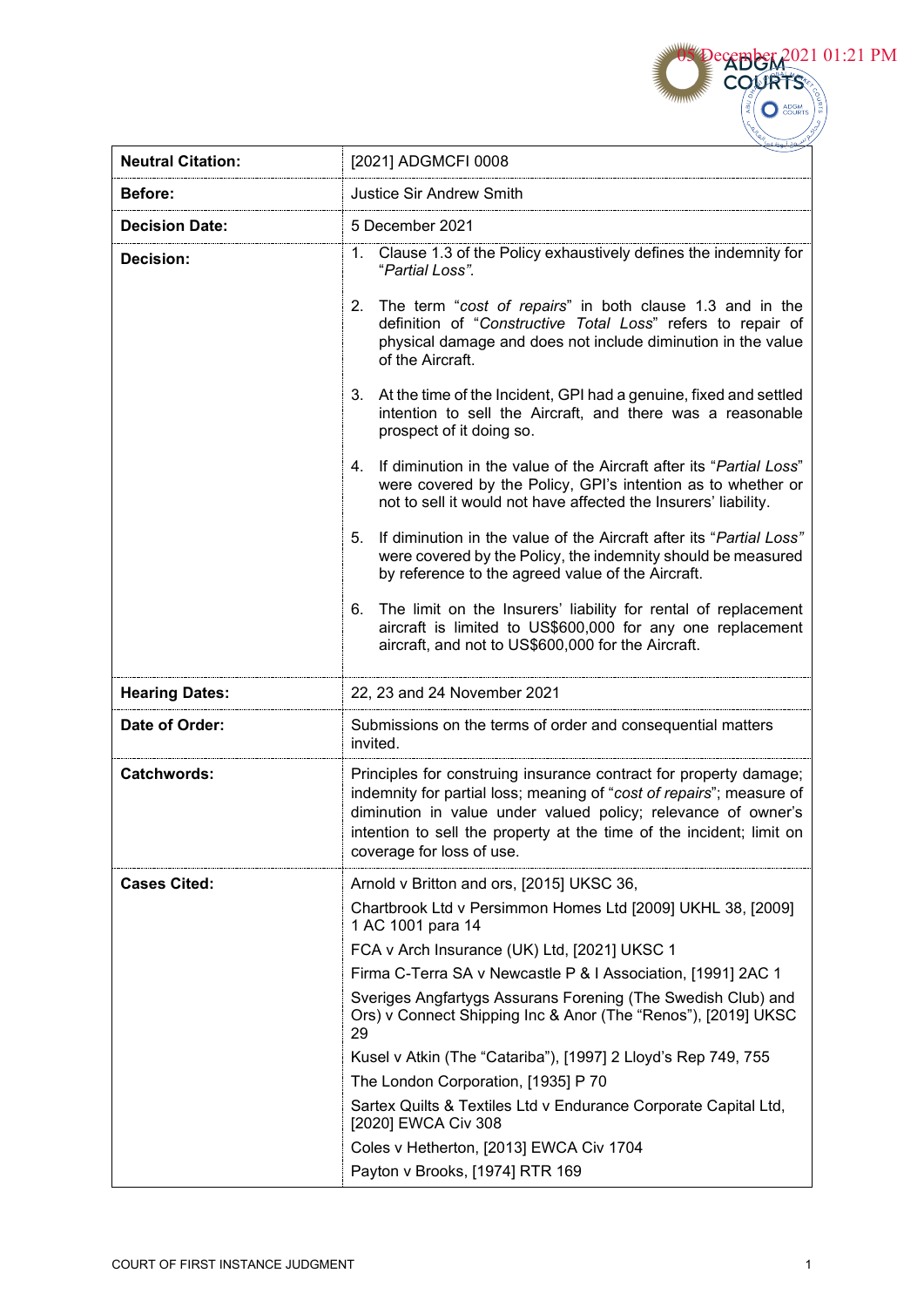| | |
|---|---|
| **Neutral Citation:** | [2021] ADGMCFI 0008 |
| **Before:** | Justice Sir Andrew Smith |
| **Decision Date:** | 5 December 2021 |
| **Decision:** | 1. Clause 1.3 of the Policy exhaustively defines the indemnity for "*Partial Loss".*<br><br>2. The term "*cost of repairs*" in both clause 1.3 and in the definition of "*Constructive Total Loss*" refers to repair of physical damage and does not include diminution in the value of the Aircraft.<br><br>3. At the time of the Incident, GPI had a genuine, fixed and settled intention to sell the Aircraft, and there was a reasonable prospect of it doing so.<br><br>4. If diminution in the value of the Aircraft after its "*Partial Loss*" were covered by the Policy, GPI's intention as to whether or not to sell it would not have affected the Insurers' liability.<br><br>5. If diminution in the value of the Aircraft after its "*Partial Loss"* were covered by the Policy, the indemnity should be measured by reference to the agreed value of the Aircraft.<br><br>6. The limit on the Insurers' liability for rental of replacement aircraft is limited to US$600,000 for any one replacement aircraft, and not to US$600,000 for the Aircraft. |
| **Hearing Dates:** | 22, 23 and 24 November 2021 |
| **Date of Order:** | Submissions on the terms of order and consequential matters invited. |
| **Catchwords:** | Principles for construing insurance contract for property damage; indemnity for partial loss; meaning of "*cost of repairs*"; measure of diminution in value under valued policy; relevance of owner's intention to sell the property at the time of the incident; limit on coverage for loss of use. |
| **Cases Cited:** | Arnold v Britton and ors, [2015] UKSC 36,<br>Chartbrook Ltd v Persimmon Homes Ltd [2009] UKHL 38, [2009] 1 AC 1001 para 14<br>FCA v Arch Insurance (UK) Ltd, [2021] UKSC 1<br>Firma C-Terra SA v Newcastle P & I Association, [1991] 2AC 1<br>Sveriges Angfartygs Assurans Forening (The Swedish Club) and Ors) v Connect Shipping Inc & Anor (The "Renos"), [2019] UKSC 29<br>Kusel v Atkin (The "Catariba"), [1997] 2 Lloyd's Rep 749, 755<br>The London Corporation, [1935] P 70<br>Sartex Quilts & Textiles Ltd v Endurance Corporate Capital Ltd, [2020] EWCA Civ 308<br>Coles v Hetherton, [2013] EWCA Civ 1704<br>Payton v Brooks, [1974] RTR 169 |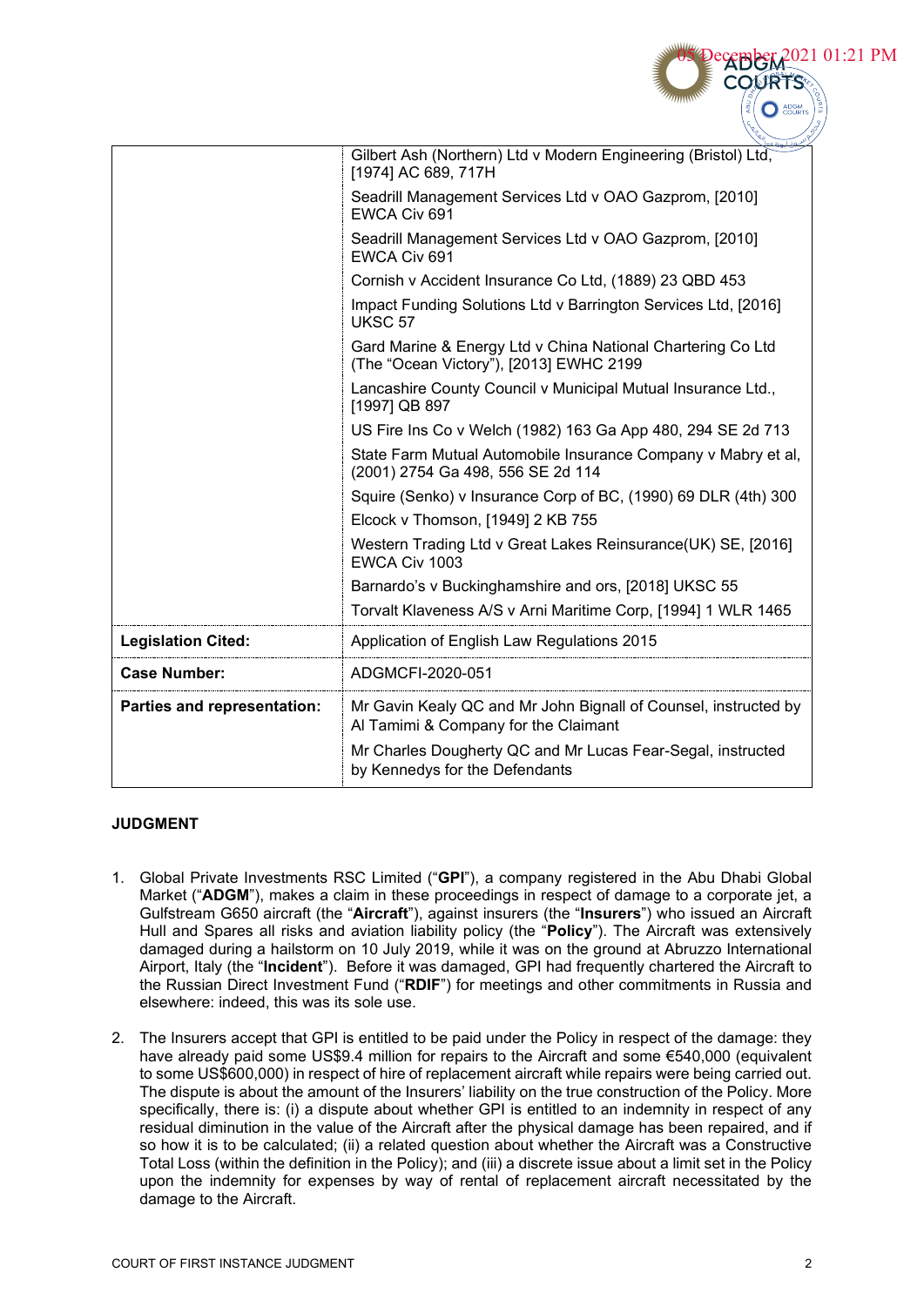| | |
|---|---|
| | Gilbert Ash (Northern) Ltd v Modern Engineering (Bristol) Ltd, [1974] AC 689, 717H |
| | Seadrill Management Services Ltd v OAO Gazprom, [2010] EWCA Civ 691 |
| | Seadrill Management Services Ltd v OAO Gazprom, [2010] EWCA Civ 691 |
| | Cornish v Accident Insurance Co Ltd, (1889) 23 QBD 453 |
| | Impact Funding Solutions Ltd v Barrington Services Ltd, [2016] UKSC 57 |
| | Gard Marine & Energy Ltd v China National Chartering Co Ltd (The "Ocean Victory"), [2013] EWHC 2199 |
| | Lancashire County Council v Municipal Mutual Insurance Ltd., [1997] QB 897 |
| | US Fire Ins Co v Welch (1982) 163 Ga App 480, 294 SE 2d 713 |
| | State Farm Mutual Automobile Insurance Company v Mabry et al, (2001) 2754 Ga 498, 556 SE 2d 114 |
| | Squire (Senko) v Insurance Corp of BC, (1990) 69 DLR (4th) 300 |
| | Elcock v Thomson, [1949] 2 KB 755 |
| | Western Trading Ltd v Great Lakes Reinsurance(UK) SE, [2016] EWCA Civ 1003 |
| | Barnardo's v Buckinghamshire and ors, [2018] UKSC 55 |
| | Torvalt Klaveness A/S v Arni Maritime Corp, [1994] 1 WLR 1465 |
| **Legislation Cited:** | Application of English Law Regulations 2015 |
| **Case Number:** | ADGMCFI-2020-051 |
| **Parties and representation:** | Mr Gavin Kealy QC and Mr John Bignall of Counsel, instructed by Al Tamimi & Company for the Claimant<br>Mr Charles Dougherty QC and Mr Lucas Fear-Segal, instructed by Kennedys for the Defendants |

**JUDGMENT**

1. Global Private Investments RSC Limited ("**GPI**"), a company registered in the Abu Dhabi Global Market ("**ADGM**"), makes a claim in these proceedings in respect of damage to a corporate jet, a Gulfstream G650 aircraft (the "**Aircraft**"), against insurers (the "**Insurers**") who issued an Aircraft Hull and Spares all risks and aviation liability policy (the "**Policy**"). The Aircraft was extensively damaged during a hailstorm on 10 July 2019, while it was on the ground at Abruzzo International Airport, Italy (the "**Incident**"). Before it was damaged, GPI had frequently chartered the Aircraft to the Russian Direct Investment Fund ("**RDIF**") for meetings and other commitments in Russia and elsewhere: indeed, this was its sole use.

2. The Insurers accept that GPI is entitled to be paid under the Policy in respect of the damage: they have already paid some US$9.4 million for repairs to the Aircraft and some €540,000 (equivalent to some US$600,000) in respect of hire of replacement aircraft while repairs were being carried out. The dispute is about the amount of the Insurers' liability on the true construction of the Policy. More specifically, there is: (i) a dispute about whether GPI is entitled to an indemnity in respect of any residual diminution in the value of the Aircraft after the physical damage has been repaired, and if so how it is to be calculated; (ii) a related question about whether the Aircraft was a Constructive Total Loss (within the definition in the Policy); and (iii) a discrete issue about a limit set in the Policy upon the indemnity for expenses by way of rental of replacement aircraft necessitated by the damage to the Aircraft.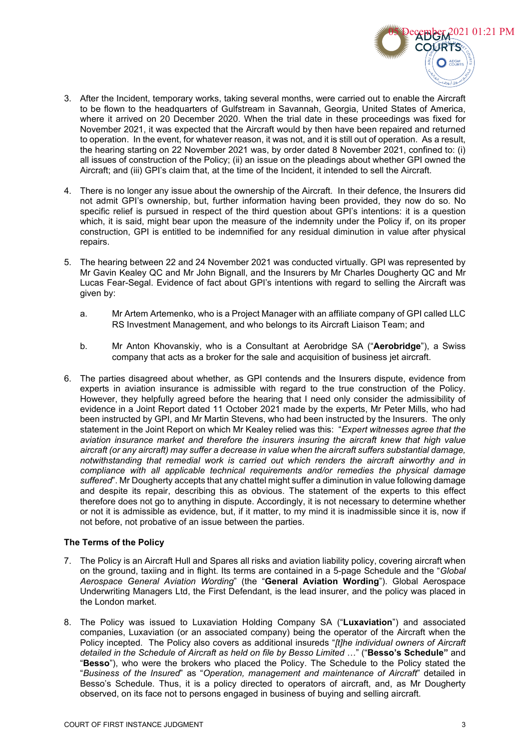3. After the Incident, temporary works, taking several months, were carried out to enable the Aircraft to be flown to the headquarters of Gulfstream in Savannah, Georgia, United States of America, where it arrived on 20 December 2020. When the trial date in these proceedings was fixed for November 2021, it was expected that the Aircraft would by then have been repaired and returned to operation. In the event, for whatever reason, it was not, and it is still out of operation. As a result, the hearing starting on 22 November 2021 was, by order dated 8 November 2021, confined to: (i) all issues of construction of the Policy; (ii) an issue on the pleadings about whether GPI owned the Aircraft; and (iii) GPI's claim that, at the time of the Incident, it intended to sell the Aircraft.

4. There is no longer any issue about the ownership of the Aircraft. In their defence, the Insurers did not admit GPI's ownership, but, further information having been provided, they now do so. No specific relief is pursued in respect of the third question about GPI's intentions: it is a question which, it is said, might bear upon the measure of the indemnity under the Policy if, on its proper construction, GPI is entitled to be indemnified for any residual diminution in value after physical repairs.

5. The hearing between 22 and 24 November 2021 was conducted virtually. GPI was represented by Mr Gavin Kealey QC and Mr John Bignall, and the Insurers by Mr Charles Dougherty QC and Mr Lucas Fear-Segal. Evidence of fact about GPI's intentions with regard to selling the Aircraft was given by:

   a. Mr Artem Artemenko, who is a Project Manager with an affiliate company of GPI called LLC RS Investment Management, and who belongs to its Aircraft Liaison Team; and

   b. Mr Anton Khovanskiy, who is a Consultant at Aerobridge SA ("**Aerobridge**"), a Swiss company that acts as a broker for the sale and acquisition of business jet aircraft.

6. The parties disagreed about whether, as GPI contends and the Insurers dispute, evidence from experts in aviation insurance is admissible with regard to the true construction of the Policy. However, they helpfully agreed before the hearing that I need only consider the admissibility of evidence in a Joint Report dated 11 October 2021 made by the experts, Mr Peter Mills, who had been instructed by GPI, and Mr Martin Stevens, who had been instructed by the Insurers. The only statement in the Joint Report on which Mr Kealey relied was this: "*Expert witnesses agree that the aviation insurance market and therefore the insurers insuring the aircraft knew that high value aircraft (or any aircraft) may suffer a decrease in value when the aircraft suffers substantial damage, notwithstanding that remedial work is carried out which renders the aircraft airworthy and in compliance with all applicable technical requirements and/or remedies the physical damage suffered*". Mr Dougherty accepts that any chattel might suffer a diminution in value following damage and despite its repair, describing this as obvious. The statement of the experts to this effect therefore does not go to anything in dispute. Accordingly, it is not necessary to determine whether or not it is admissible as evidence, but, if it matter, to my mind it is inadmissible since it is, now if not before, not probative of an issue between the parties.

## The Terms of the Policy

7. The Policy is an Aircraft Hull and Spares all risks and aviation liability policy, covering aircraft when on the ground, taxiing and in flight. Its terms are contained in a 5-page Schedule and the "*Global Aerospace General Aviation Wording*" (the "**General Aviation Wording**"). Global Aerospace Underwriting Managers Ltd, the First Defendant, is the lead insurer, and the policy was placed in the London market.

8. The Policy was issued to Luxaviation Holding Company SA ("**Luxaviation**") and associated companies, Luxaviation (or an associated company) being the operator of the Aircraft when the Policy incepted. The Policy also covers as additional insureds "*[t]he individual owners of Aircraft detailed in the Schedule of Aircraft as held on file by Besso Limited* …" ("**Besso's Schedule"** and "**Besso**"), who were the brokers who placed the Policy. The Schedule to the Policy stated the "*Business of the Insured*" as "*Operation, management and maintenance of Aircraft*" detailed in Besso's Schedule. Thus, it is a policy directed to operators of aircraft, and, as Mr Dougherty observed, on its face not to persons engaged in business of buying and selling aircraft.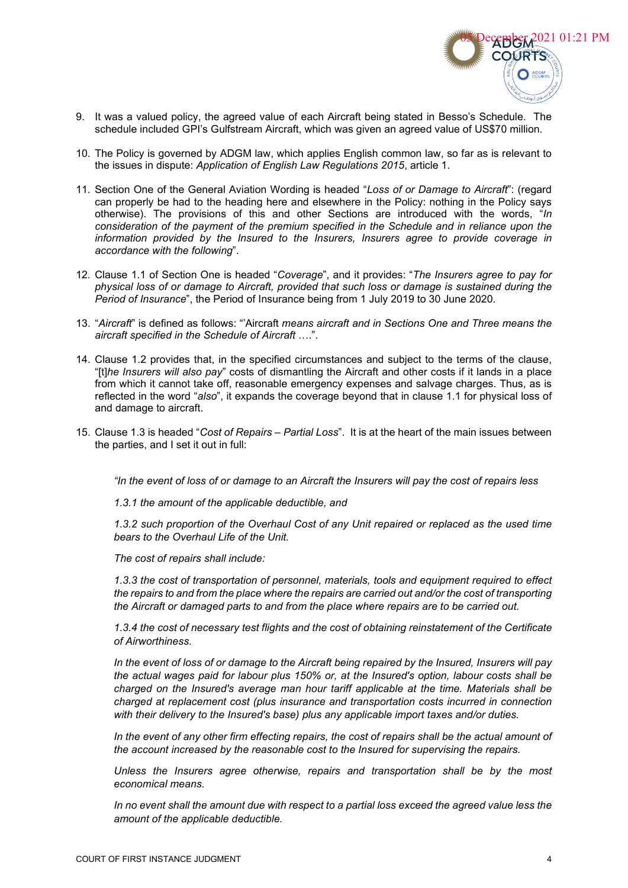9. It was a valued policy, the agreed value of each Aircraft being stated in Besso's Schedule. The schedule included GPI's Gulfstream Aircraft, which was given an agreed value of US$70 million.

10. The Policy is governed by ADGM law, which applies English common law, so far as is relevant to the issues in dispute: *Application of English Law Regulations 2015*, article 1.

11. Section One of the General Aviation Wording is headed "*Loss of or Damage to Aircraft*": (regard can properly be had to the heading here and elsewhere in the Policy: nothing in the Policy says otherwise). The provisions of this and other Sections are introduced with the words, "*In consideration of the payment of the premium specified in the Schedule and in reliance upon the information provided by the Insured to the Insurers, Insurers agree to provide coverage in accordance with the following*".

12. Clause 1.1 of Section One is headed "*Coverage*", and it provides: "*The Insurers agree to pay for physical loss of or damage to Aircraft, provided that such loss or damage is sustained during the Period of Insurance*", the Period of Insurance being from 1 July 2019 to 30 June 2020.

13. "*Aircraft*" is defined as follows: "'Aircraft *means aircraft and in Sections One and Three means the aircraft specified in the Schedule of Aircraft* ….".

14. Clause 1.2 provides that, in the specified circumstances and subject to the terms of the clause, "[t]*he Insurers will also pay*" costs of dismantling the Aircraft and other costs if it lands in a place from which it cannot take off, reasonable emergency expenses and salvage charges. Thus, as is reflected in the word "*also*", it expands the coverage beyond that in clause 1.1 for physical loss of and damage to aircraft.

15. Clause 1.3 is headed "*Cost of Repairs – Partial Loss*". It is at the heart of the main issues between the parties, and I set it out in full:

> *"In the event of loss of or damage to an Aircraft the Insurers will pay the cost of repairs less*
>
> *1.3.1 the amount of the applicable deductible, and*
>
> *1.3.2 such proportion of the Overhaul Cost of any Unit repaired or replaced as the used time bears to the Overhaul Life of the Unit.*
>
> *The cost of repairs shall include:*
>
> *1.3.3 the cost of transportation of personnel, materials, tools and equipment required to effect the repairs to and from the place where the repairs are carried out and/or the cost of transporting the Aircraft or damaged parts to and from the place where repairs are to be carried out.*
>
> *1.3.4 the cost of necessary test flights and the cost of obtaining reinstatement of the Certificate of Airworthiness.*
>
> *In the event of loss of or damage to the Aircraft being repaired by the Insured, Insurers will pay the actual wages paid for labour plus 150% or, at the Insured's option, labour costs shall be charged on the Insured's average man hour tariff applicable at the time. Materials shall be charged at replacement cost (plus insurance and transportation costs incurred in connection with their delivery to the Insured's base) plus any applicable import taxes and/or duties.*
>
> *In the event of any other firm effecting repairs, the cost of repairs shall be the actual amount of the account increased by the reasonable cost to the Insured for supervising the repairs.*
>
> *Unless the Insurers agree otherwise, repairs and transportation shall be by the most economical means.*
>
> *In no event shall the amount due with respect to a partial loss exceed the agreed value less the amount of the applicable deductible.*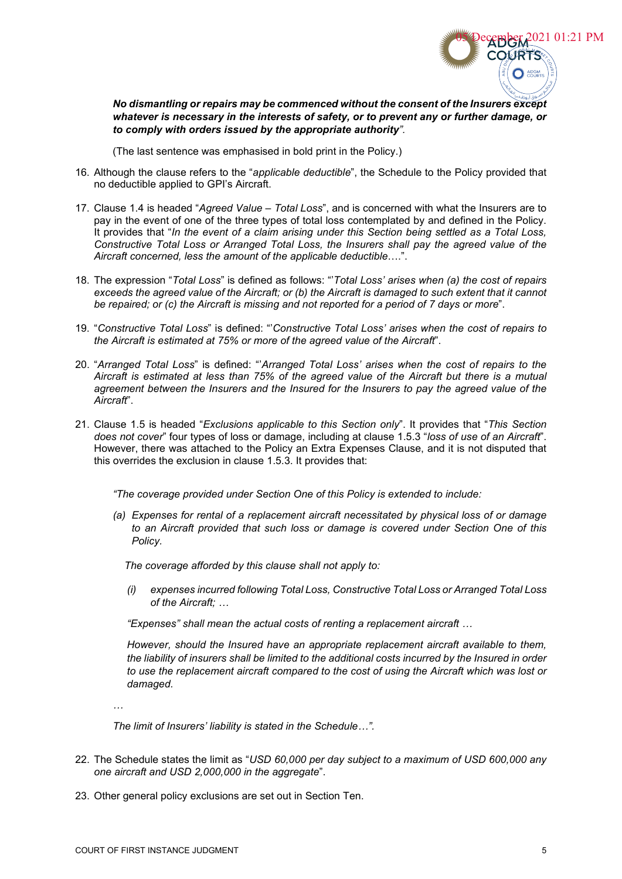***No dismantling or repairs may be commenced without the consent of the Insurers except whatever is necessary in the interests of safety, or to prevent any or further damage, or to comply with orders issued by the appropriate authority*".**

(The last sentence was emphasised in bold print in the Policy.)

16. Although the clause refers to the "*applicable deductible*", the Schedule to the Policy provided that no deductible applied to GPI's Aircraft.

17. Clause 1.4 is headed "*Agreed Value – Total Loss*", and is concerned with what the Insurers are to pay in the event of one of the three types of total loss contemplated by and defined in the Policy. It provides that "*In the event of a claim arising under this Section being settled as a Total Loss, Constructive Total Loss or Arranged Total Loss, the Insurers shall pay the agreed value of the Aircraft concerned, less the amount of the applicable deductible….*".

18. The expression "*Total Loss*" is defined as follows: "'*Total Loss' arises when (a) the cost of repairs exceeds the agreed value of the Aircraft; or (b) the Aircraft is damaged to such extent that it cannot be repaired; or (c) the Aircraft is missing and not reported for a period of 7 days or more*".

19. "*Constructive Total Loss*" is defined: "'*Constructive Total Loss' arises when the cost of repairs to the Aircraft is estimated at 75% or more of the agreed value of the Aircraft*".

20. "*Arranged Total Loss*" is defined: "'*Arranged Total Loss' arises when the cost of repairs to the Aircraft is estimated at less than 75% of the agreed value of the Aircraft but there is a mutual agreement between the Insurers and the Insured for the Insurers to pay the agreed value of the Aircraft*".

21. Clause 1.5 is headed "*Exclusions applicable to this Section only*". It provides that "*This Section does not cover*" four types of loss or damage, including at clause 1.5.3 "*loss of use of an Aircraft*". However, there was attached to the Policy an Extra Expenses Clause, and it is not disputed that this overrides the exclusion in clause 1.5.3. It provides that:

*"The coverage provided under Section One of this Policy is extended to include:*

*(a) Expenses for rental of a replacement aircraft necessitated by physical loss of or damage to an Aircraft provided that such loss or damage is covered under Section One of this Policy.*

*The coverage afforded by this clause shall not apply to:*

*(i) expenses incurred following Total Loss, Constructive Total Loss or Arranged Total Loss of the Aircraft; …*

*"Expenses" shall mean the actual costs of renting a replacement aircraft …*

*However, should the Insured have an appropriate replacement aircraft available to them, the liability of insurers shall be limited to the additional costs incurred by the Insured in order to use the replacement aircraft compared to the cost of using the Aircraft which was lost or damaged.*

*…*

*The limit of Insurers' liability is stated in the Schedule…".*

22. The Schedule states the limit as "*USD 60,000 per day subject to a maximum of USD 600,000 any one aircraft and USD 2,000,000 in the aggregate*".

23. Other general policy exclusions are set out in Section Ten.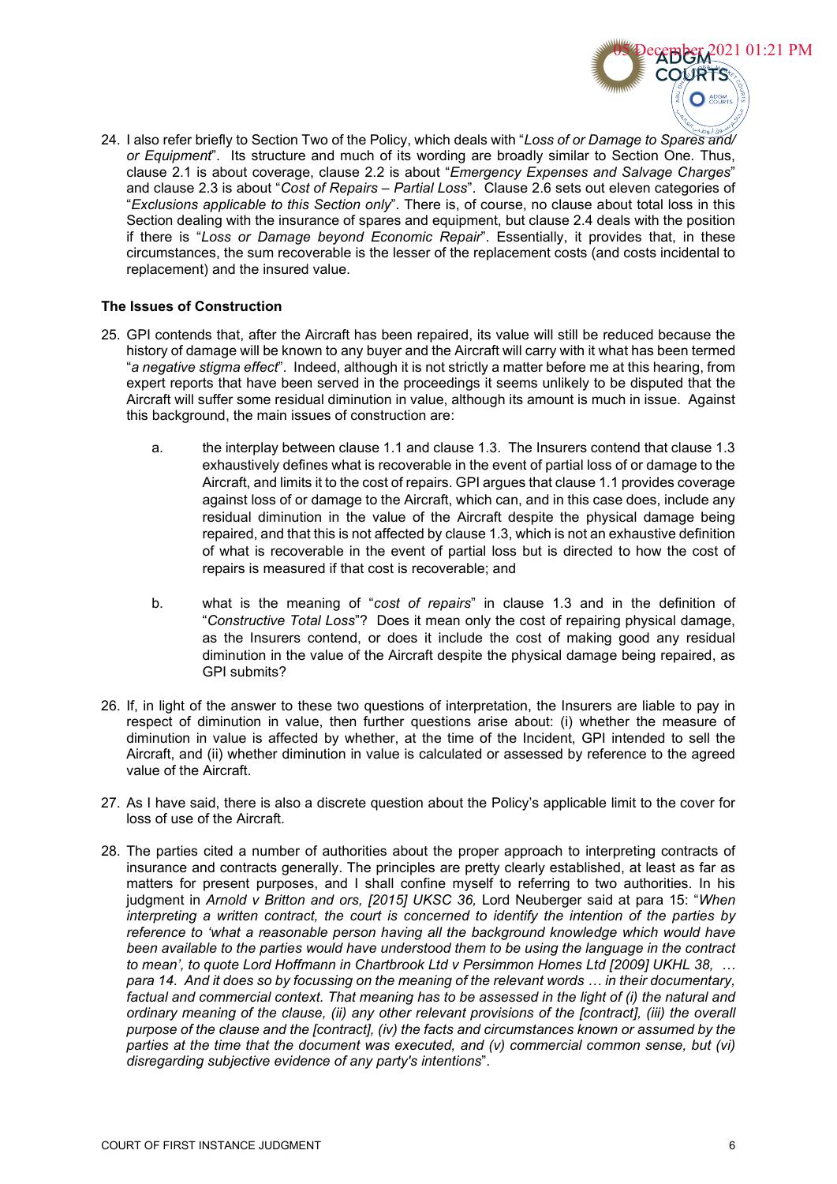24. I also refer briefly to Section Two of the Policy, which deals with "*Loss of or Damage to Spares and/ or Equipment*". Its structure and much of its wording are broadly similar to Section One. Thus, clause 2.1 is about coverage, clause 2.2 is about "*Emergency Expenses and Salvage Charges*" and clause 2.3 is about "*Cost of Repairs – Partial Loss*". Clause 2.6 sets out eleven categories of "*Exclusions applicable to this Section only*". There is, of course, no clause about total loss in this Section dealing with the insurance of spares and equipment, but clause 2.4 deals with the position if there is "*Loss or Damage beyond Economic Repair*". Essentially, it provides that, in these circumstances, the sum recoverable is the lesser of the replacement costs (and costs incidental to replacement) and the insured value.

**The Issues of Construction**

25. GPI contends that, after the Aircraft has been repaired, its value will still be reduced because the history of damage will be known to any buyer and the Aircraft will carry with it what has been termed "*a negative stigma effect*". Indeed, although it is not strictly a matter before me at this hearing, from expert reports that have been served in the proceedings it seems unlikely to be disputed that the Aircraft will suffer some residual diminution in value, although its amount is much in issue. Against this background, the main issues of construction are:

    a. the interplay between clause 1.1 and clause 1.3. The Insurers contend that clause 1.3 exhaustively defines what is recoverable in the event of partial loss of or damage to the Aircraft, and limits it to the cost of repairs. GPI argues that clause 1.1 provides coverage against loss of or damage to the Aircraft, which can, and in this case does, include any residual diminution in the value of the Aircraft despite the physical damage being repaired, and that this is not affected by clause 1.3, which is not an exhaustive definition of what is recoverable in the event of partial loss but is directed to how the cost of repairs is measured if that cost is recoverable; and

    b. what is the meaning of "*cost of repairs*" in clause 1.3 and in the definition of "*Constructive Total Loss*"? Does it mean only the cost of repairing physical damage, as the Insurers contend, or does it include the cost of making good any residual diminution in the value of the Aircraft despite the physical damage being repaired, as GPI submits?

26. If, in light of the answer to these two questions of interpretation, the Insurers are liable to pay in respect of diminution in value, then further questions arise about: (i) whether the measure of diminution in value is affected by whether, at the time of the Incident, GPI intended to sell the Aircraft, and (ii) whether diminution in value is calculated or assessed by reference to the agreed value of the Aircraft.

27. As I have said, there is also a discrete question about the Policy's applicable limit to the cover for loss of use of the Aircraft.

28. The parties cited a number of authorities about the proper approach to interpreting contracts of insurance and contracts generally. The principles are pretty clearly established, at least as far as matters for present purposes, and I shall confine myself to referring to two authorities. In his judgment in *Arnold v Britton and ors, [2015] UKSC 36,* Lord Neuberger said at para 15: "*When interpreting a written contract, the court is concerned to identify the intention of the parties by reference to 'what a reasonable person having all the background knowledge which would have been available to the parties would have understood them to be using the language in the contract to mean', to quote Lord Hoffmann in Chartbrook Ltd v Persimmon Homes Ltd [2009] UKHL 38, … para 14. And it does so by focussing on the meaning of the relevant words … in their documentary, factual and commercial context. That meaning has to be assessed in the light of (i) the natural and ordinary meaning of the clause, (ii) any other relevant provisions of the [contract], (iii) the overall purpose of the clause and the [contract], (iv) the facts and circumstances known or assumed by the parties at the time that the document was executed, and (v) commercial common sense, but (vi) disregarding subjective evidence of any party's intentions*".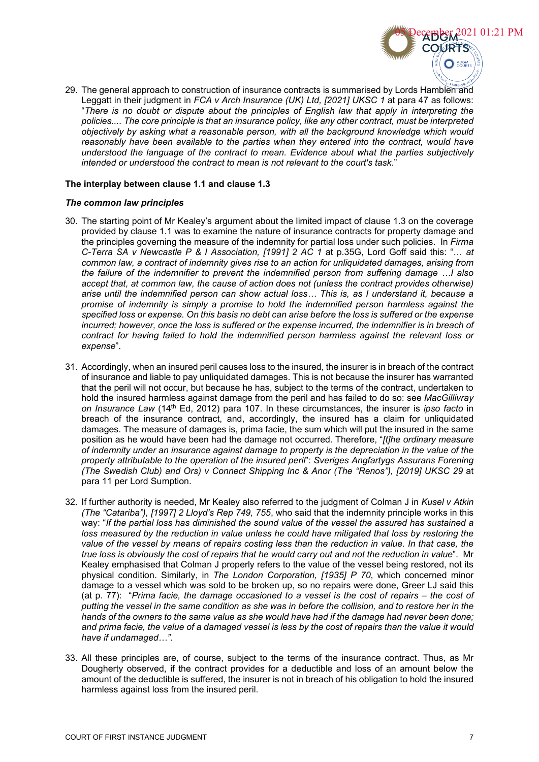29. The general approach to construction of insurance contracts is summarised by Lords Hamblen and Leggatt in their judgment in *FCA v Arch Insurance (UK) Ltd, [2021] UKSC 1* at para 47 as follows: "*There is no doubt or dispute about the principles of English law that apply in interpreting the policies.... The core principle is that an insurance policy, like any other contract, must be interpreted objectively by asking what a reasonable person, with all the background knowledge which would reasonably have been available to the parties when they entered into the contract, would have understood the language of the contract to mean. Evidence about what the parties subjectively intended or understood the contract to mean is not relevant to the court's task.*"

**The interplay between clause 1.1 and clause 1.3**

***The common law principles***

30. The starting point of Mr Kealey's argument about the limited impact of clause 1.3 on the coverage provided by clause 1.1 was to examine the nature of insurance contracts for property damage and the principles governing the measure of the indemnity for partial loss under such policies. In *Firma C-Terra SA v Newcastle P & I Association, [1991] 2 AC 1* at p.35G, Lord Goff said this: "*… at common law, a contract of indemnity gives rise to an action for unliquidated damages, arising from the failure of the indemnifier to prevent the indemnified person from suffering damage …I also accept that, at common law, the cause of action does not (unless the contract provides otherwise) arise until the indemnified person can show actual loss… This is, as I understand it, because a promise of indemnity is simply a promise to hold the indemnified person harmless against the specified loss or expense. On this basis no debt can arise before the loss is suffered or the expense incurred; however, once the loss is suffered or the expense incurred, the indemnifier is in breach of contract for having failed to hold the indemnified person harmless against the relevant loss or expense*".

31. Accordingly, when an insured peril causes loss to the insured, the insurer is in breach of the contract of insurance and liable to pay unliquidated damages. This is not because the insurer has warranted that the peril will not occur, but because he has, subject to the terms of the contract, undertaken to hold the insured harmless against damage from the peril and has failed to do so: see *MacGillivray on Insurance Law* (14th Ed, 2012) para 107. In these circumstances, the insurer is *ipso facto* in breach of the insurance contract, and, accordingly, the insured has a claim for unliquidated damages. The measure of damages is, prima facie, the sum which will put the insured in the same position as he would have been had the damage not occurred. Therefore, "*[t]he ordinary measure of indemnity under an insurance against damage to property is the depreciation in the value of the property attributable to the operation of the insured peril*": *Sveriges Angfartygs Assurans Forening (The Swedish Club) and Ors) v Connect Shipping Inc & Anor (The "Renos"), [2019] UKSC 29* at para 11 per Lord Sumption.

32. If further authority is needed, Mr Kealey also referred to the judgment of Colman J in *Kusel v Atkin (The "Catariba"), [1997] 2 Lloyd's Rep 749, 755*, who said that the indemnity principle works in this way: "*If the partial loss has diminished the sound value of the vessel the assured has sustained a loss measured by the reduction in value unless he could have mitigated that loss by restoring the value of the vessel by means of repairs costing less than the reduction in value. In that case, the true loss is obviously the cost of repairs that he would carry out and not the reduction in value*". Mr Kealey emphasised that Colman J properly refers to the value of the vessel being restored, not its physical condition. Similarly, in *The London Corporation, [1935] P 70*, which concerned minor damage to a vessel which was sold to be broken up, so no repairs were done, Greer LJ said this (at p. 77): "*Prima facie, the damage occasioned to a vessel is the cost of repairs – the cost of putting the vessel in the same condition as she was in before the collision, and to restore her in the hands of the owners to the same value as she would have had if the damage had never been done; and prima facie, the value of a damaged vessel is less by the cost of repairs than the value it would have if undamaged…".*

33. All these principles are, of course, subject to the terms of the insurance contract. Thus, as Mr Dougherty observed, if the contract provides for a deductible and loss of an amount below the amount of the deductible is suffered, the insurer is not in breach of his obligation to hold the insured harmless against loss from the insured peril.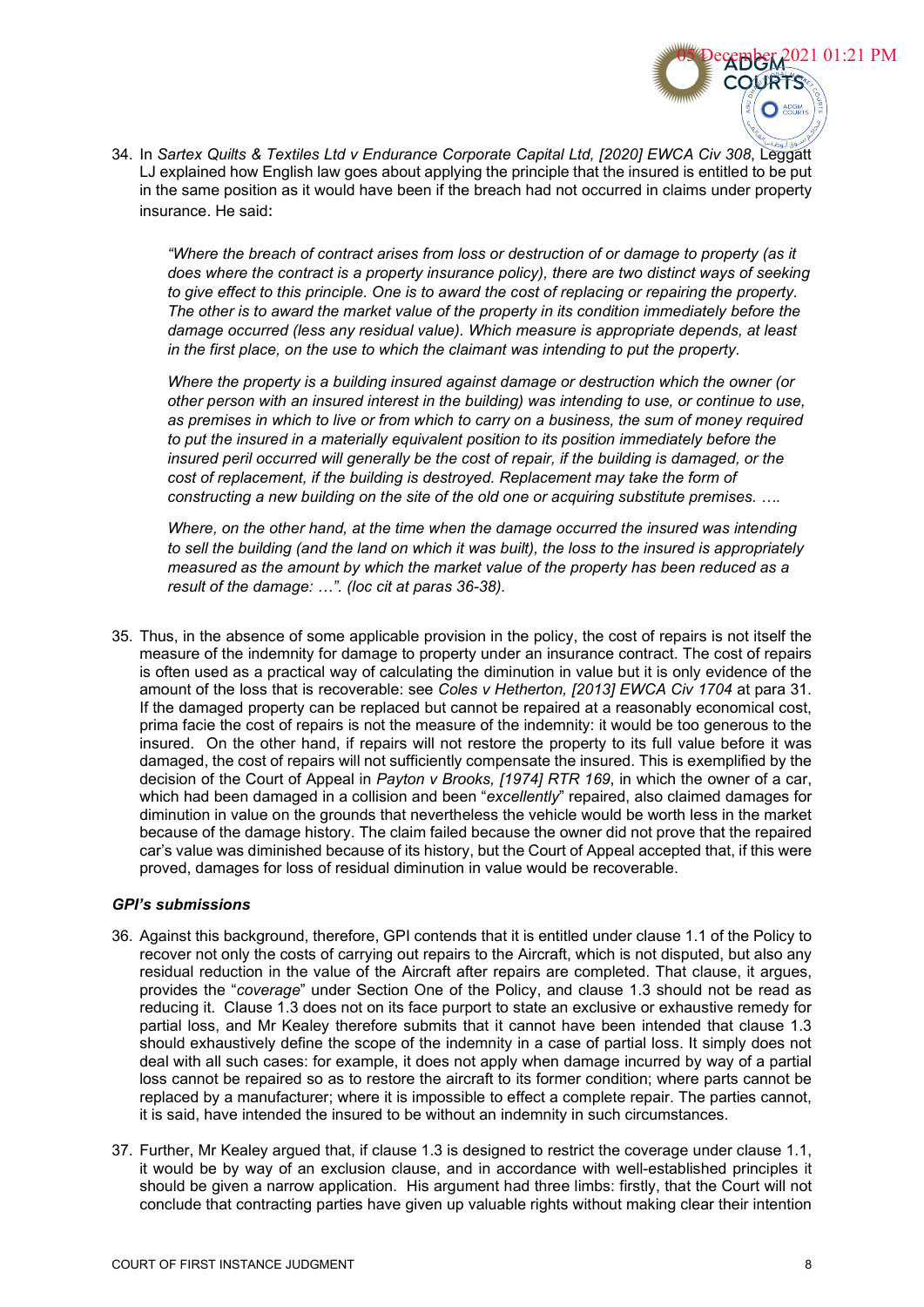34. In *Sartex Quilts & Textiles Ltd v Endurance Corporate Capital Ltd, [2020] EWCA Civ 308*, Leggatt LJ explained how English law goes about applying the principle that the insured is entitled to be put in the same position as it would have been if the breach had not occurred in claims under property insurance. He said:

    *"Where the breach of contract arises from loss or destruction of or damage to property (as it does where the contract is a property insurance policy), there are two distinct ways of seeking to give effect to this principle. One is to award the cost of replacing or repairing the property. The other is to award the market value of the property in its condition immediately before the damage occurred (less any residual value). Which measure is appropriate depends, at least in the first place, on the use to which the claimant was intending to put the property.*

    *Where the property is a building insured against damage or destruction which the owner (or other person with an insured interest in the building) was intending to use, or continue to use, as premises in which to live or from which to carry on a business, the sum of money required to put the insured in a materially equivalent position to its position immediately before the insured peril occurred will generally be the cost of repair, if the building is damaged, or the cost of replacement, if the building is destroyed. Replacement may take the form of constructing a new building on the site of the old one or acquiring substitute premises. ….*

    *Where, on the other hand, at the time when the damage occurred the insured was intending to sell the building (and the land on which it was built), the loss to the insured is appropriately measured as the amount by which the market value of the property has been reduced as a result of the damage: …". (loc cit at paras 36-38).*

35. Thus, in the absence of some applicable provision in the policy, the cost of repairs is not itself the measure of the indemnity for damage to property under an insurance contract. The cost of repairs is often used as a practical way of calculating the diminution in value but it is only evidence of the amount of the loss that is recoverable: see *Coles v Hetherton, [2013] EWCA Civ 1704* at para 31. If the damaged property can be replaced but cannot be repaired at a reasonably economical cost, prima facie the cost of repairs is not the measure of the indemnity: it would be too generous to the insured. On the other hand, if repairs will not restore the property to its full value before it was damaged, the cost of repairs will not sufficiently compensate the insured. This is exemplified by the decision of the Court of Appeal in *Payton v Brooks, [1974] RTR 169*, in which the owner of a car, which had been damaged in a collision and been "*excellently*" repaired, also claimed damages for diminution in value on the grounds that nevertheless the vehicle would be worth less in the market because of the damage history. The claim failed because the owner did not prove that the repaired car's value was diminished because of its history, but the Court of Appeal accepted that, if this were proved, damages for loss of residual diminution in value would be recoverable.

### *GPI's submissions*

36. Against this background, therefore, GPI contends that it is entitled under clause 1.1 of the Policy to recover not only the costs of carrying out repairs to the Aircraft, which is not disputed, but also any residual reduction in the value of the Aircraft after repairs are completed. That clause, it argues, provides the "*coverage*" under Section One of the Policy, and clause 1.3 should not be read as reducing it. Clause 1.3 does not on its face purport to state an exclusive or exhaustive remedy for partial loss, and Mr Kealey therefore submits that it cannot have been intended that clause 1.3 should exhaustively define the scope of the indemnity in a case of partial loss. It simply does not deal with all such cases: for example, it does not apply when damage incurred by way of a partial loss cannot be repaired so as to restore the aircraft to its former condition; where parts cannot be replaced by a manufacturer; where it is impossible to effect a complete repair. The parties cannot, it is said, have intended the insured to be without an indemnity in such circumstances.

37. Further, Mr Kealey argued that, if clause 1.3 is designed to restrict the coverage under clause 1.1, it would be by way of an exclusion clause, and in accordance with well-established principles it should be given a narrow application. His argument had three limbs: firstly, that the Court will not conclude that contracting parties have given up valuable rights without making clear their intention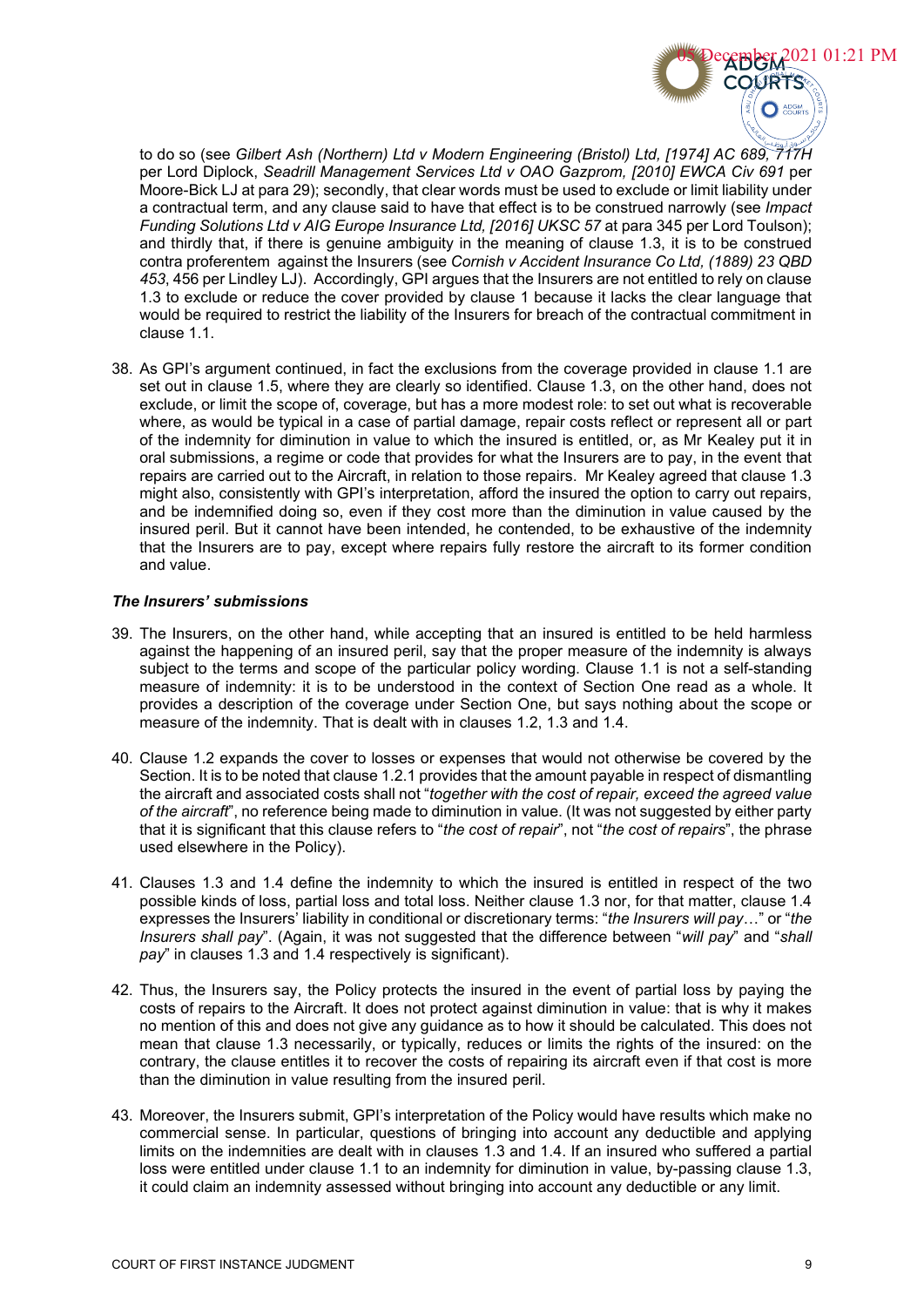to do so (see *Gilbert Ash (Northern) Ltd v Modern Engineering (Bristol) Ltd, [1974] AC 689, 717H* per Lord Diplock, *Seadrill Management Services Ltd v OAO Gazprom, [2010] EWCA Civ 691* per Moore-Bick LJ at para 29); secondly, that clear words must be used to exclude or limit liability under a contractual term, and any clause said to have that effect is to be construed narrowly (see *Impact Funding Solutions Ltd v AIG Europe Insurance Ltd, [2016] UKSC 57* at para 345 per Lord Toulson); and thirdly that, if there is genuine ambiguity in the meaning of clause 1.3, it is to be construed contra proferentem against the Insurers (see *Cornish v Accident Insurance Co Ltd, (1889) 23 QBD 453*, 456 per Lindley LJ). Accordingly, GPI argues that the Insurers are not entitled to rely on clause 1.3 to exclude or reduce the cover provided by clause 1 because it lacks the clear language that would be required to restrict the liability of the Insurers for breach of the contractual commitment in clause 1.1.

38. As GPI's argument continued, in fact the exclusions from the coverage provided in clause 1.1 are set out in clause 1.5, where they are clearly so identified. Clause 1.3, on the other hand, does not exclude, or limit the scope of, coverage, but has a more modest role: to set out what is recoverable where, as would be typical in a case of partial damage, repair costs reflect or represent all or part of the indemnity for diminution in value to which the insured is entitled, or, as Mr Kealey put it in oral submissions, a regime or code that provides for what the Insurers are to pay, in the event that repairs are carried out to the Aircraft, in relation to those repairs. Mr Kealey agreed that clause 1.3 might also, consistently with GPI's interpretation, afford the insured the option to carry out repairs, and be indemnified doing so, even if they cost more than the diminution in value caused by the insured peril. But it cannot have been intended, he contended, to be exhaustive of the indemnity that the Insurers are to pay, except where repairs fully restore the aircraft to its former condition and value.

***The Insurers' submissions***

39. The Insurers, on the other hand, while accepting that an insured is entitled to be held harmless against the happening of an insured peril, say that the proper measure of the indemnity is always subject to the terms and scope of the particular policy wording. Clause 1.1 is not a self-standing measure of indemnity: it is to be understood in the context of Section One read as a whole. It provides a description of the coverage under Section One, but says nothing about the scope or measure of the indemnity. That is dealt with in clauses 1.2, 1.3 and 1.4.

40. Clause 1.2 expands the cover to losses or expenses that would not otherwise be covered by the Section. It is to be noted that clause 1.2.1 provides that the amount payable in respect of dismantling the aircraft and associated costs shall not "*together with the cost of repair, exceed the agreed value of the aircraft*", no reference being made to diminution in value. (It was not suggested by either party that it is significant that this clause refers to "*the cost of repair*", not "*the cost of repairs*", the phrase used elsewhere in the Policy).

41. Clauses 1.3 and 1.4 define the indemnity to which the insured is entitled in respect of the two possible kinds of loss, partial loss and total loss. Neither clause 1.3 nor, for that matter, clause 1.4 expresses the Insurers' liability in conditional or discretionary terms: "*the Insurers will pay*…" or "*the Insurers shall pay*". (Again, it was not suggested that the difference between "*will pay*" and "*shall pay*" in clauses 1.3 and 1.4 respectively is significant).

42. Thus, the Insurers say, the Policy protects the insured in the event of partial loss by paying the costs of repairs to the Aircraft. It does not protect against diminution in value: that is why it makes no mention of this and does not give any guidance as to how it should be calculated. This does not mean that clause 1.3 necessarily, or typically, reduces or limits the rights of the insured: on the contrary, the clause entitles it to recover the costs of repairing its aircraft even if that cost is more than the diminution in value resulting from the insured peril.

43. Moreover, the Insurers submit, GPI's interpretation of the Policy would have results which make no commercial sense. In particular, questions of bringing into account any deductible and applying limits on the indemnities are dealt with in clauses 1.3 and 1.4. If an insured who suffered a partial loss were entitled under clause 1.1 to an indemnity for diminution in value, by-passing clause 1.3, it could claim an indemnity assessed without bringing into account any deductible or any limit.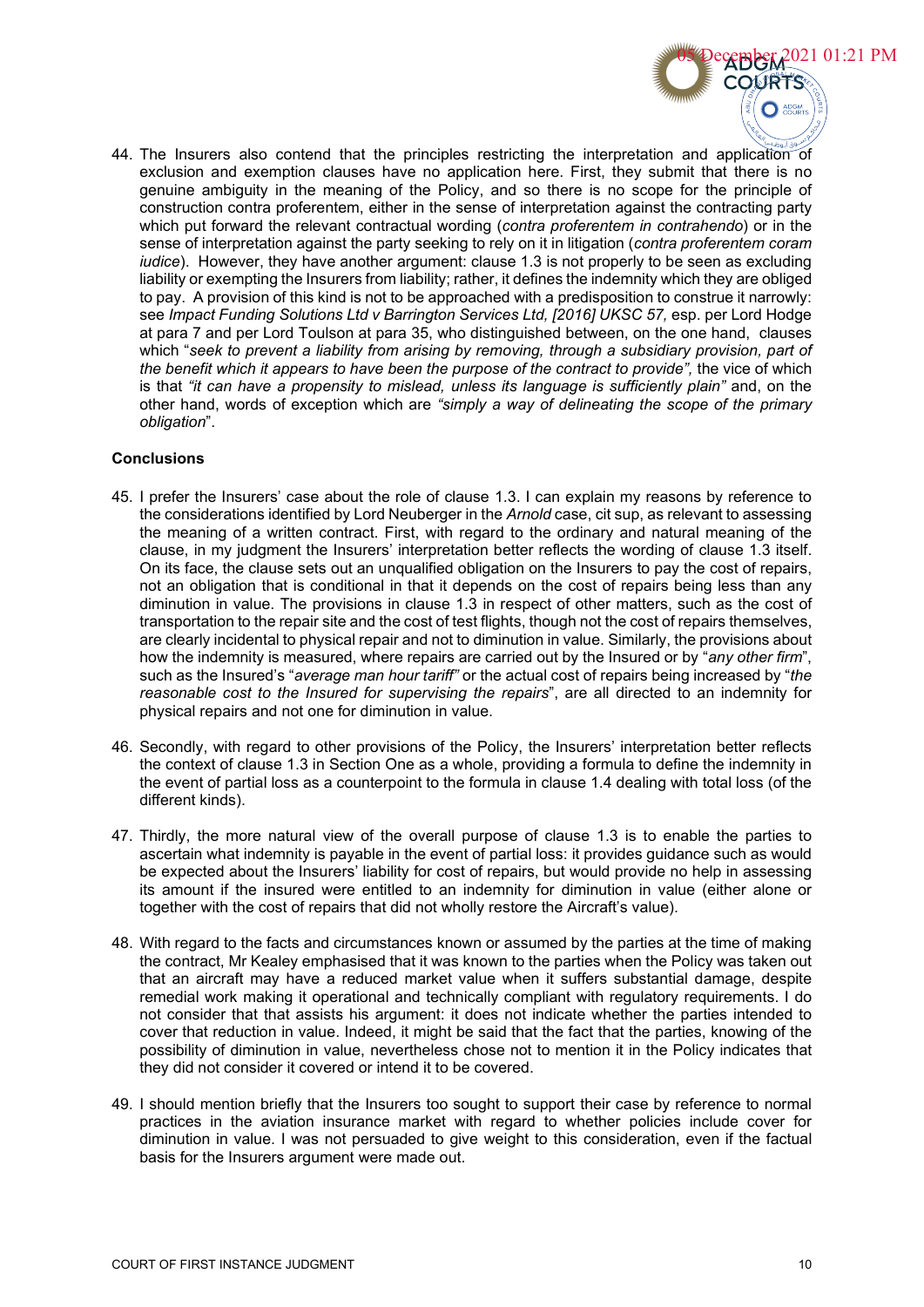44. The Insurers also contend that the principles restricting the interpretation and application of exclusion and exemption clauses have no application here. First, they submit that there is no genuine ambiguity in the meaning of the Policy, and so there is no scope for the principle of construction contra proferentem, either in the sense of interpretation against the contracting party which put forward the relevant contractual wording (*contra proferentem in contrahendo*) or in the sense of interpretation against the party seeking to rely on it in litigation (*contra proferentem coram iudice*). However, they have another argument: clause 1.3 is not properly to be seen as excluding liability or exempting the Insurers from liability; rather, it defines the indemnity which they are obliged to pay. A provision of this kind is not to be approached with a predisposition to construe it narrowly: see *Impact Funding Solutions Ltd v Barrington Services Ltd, [2016] UKSC 57,* esp. per Lord Hodge at para 7 and per Lord Toulson at para 35, who distinguished between, on the one hand, clauses which "*seek to prevent a liability from arising by removing, through a subsidiary provision, part of the benefit which it appears to have been the purpose of the contract to provide",* the vice of which is that *"it can have a propensity to mislead, unless its language is sufficiently plain"* and, on the other hand, words of exception which are *"simply a way of delineating the scope of the primary obligation*".

**Conclusions**

45. I prefer the Insurers' case about the role of clause 1.3. I can explain my reasons by reference to the considerations identified by Lord Neuberger in the *Arnold* case, cit sup, as relevant to assessing the meaning of a written contract. First, with regard to the ordinary and natural meaning of the clause, in my judgment the Insurers' interpretation better reflects the wording of clause 1.3 itself. On its face, the clause sets out an unqualified obligation on the Insurers to pay the cost of repairs, not an obligation that is conditional in that it depends on the cost of repairs being less than any diminution in value. The provisions in clause 1.3 in respect of other matters, such as the cost of transportation to the repair site and the cost of test flights, though not the cost of repairs themselves, are clearly incidental to physical repair and not to diminution in value. Similarly, the provisions about how the indemnity is measured, where repairs are carried out by the Insured or by "*any other firm*", such as the Insured's "*average man hour tariff"* or the actual cost of repairs being increased by "*the reasonable cost to the Insured for supervising the repairs*", are all directed to an indemnity for physical repairs and not one for diminution in value.

46. Secondly, with regard to other provisions of the Policy, the Insurers' interpretation better reflects the context of clause 1.3 in Section One as a whole, providing a formula to define the indemnity in the event of partial loss as a counterpoint to the formula in clause 1.4 dealing with total loss (of the different kinds).

47. Thirdly, the more natural view of the overall purpose of clause 1.3 is to enable the parties to ascertain what indemnity is payable in the event of partial loss: it provides guidance such as would be expected about the Insurers' liability for cost of repairs, but would provide no help in assessing its amount if the insured were entitled to an indemnity for diminution in value (either alone or together with the cost of repairs that did not wholly restore the Aircraft's value).

48. With regard to the facts and circumstances known or assumed by the parties at the time of making the contract, Mr Kealey emphasised that it was known to the parties when the Policy was taken out that an aircraft may have a reduced market value when it suffers substantial damage, despite remedial work making it operational and technically compliant with regulatory requirements. I do not consider that that assists his argument: it does not indicate whether the parties intended to cover that reduction in value. Indeed, it might be said that the fact that the parties, knowing of the possibility of diminution in value, nevertheless chose not to mention it in the Policy indicates that they did not consider it covered or intend it to be covered.

49. I should mention briefly that the Insurers too sought to support their case by reference to normal practices in the aviation insurance market with regard to whether policies include cover for diminution in value. I was not persuaded to give weight to this consideration, even if the factual basis for the Insurers argument were made out.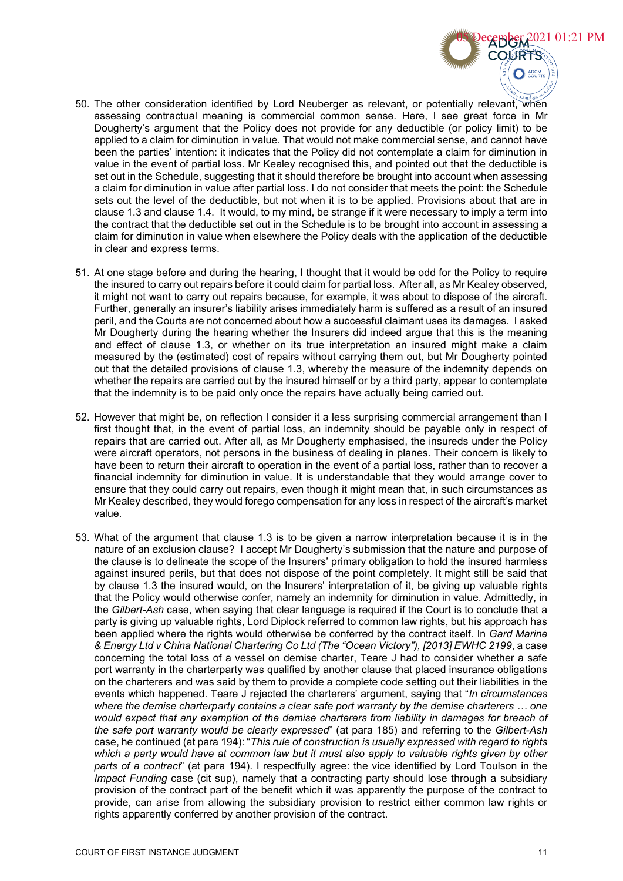50. The other consideration identified by Lord Neuberger as relevant, or potentially relevant, when assessing contractual meaning is commercial common sense. Here, I see great force in Mr Dougherty's argument that the Policy does not provide for any deductible (or policy limit) to be applied to a claim for diminution in value. That would not make commercial sense, and cannot have been the parties' intention: it indicates that the Policy did not contemplate a claim for diminution in value in the event of partial loss. Mr Kealey recognised this, and pointed out that the deductible is set out in the Schedule, suggesting that it should therefore be brought into account when assessing a claim for diminution in value after partial loss. I do not consider that meets the point: the Schedule sets out the level of the deductible, but not when it is to be applied. Provisions about that are in clause 1.3 and clause 1.4. It would, to my mind, be strange if it were necessary to imply a term into the contract that the deductible set out in the Schedule is to be brought into account in assessing a claim for diminution in value when elsewhere the Policy deals with the application of the deductible in clear and express terms.

51. At one stage before and during the hearing, I thought that it would be odd for the Policy to require the insured to carry out repairs before it could claim for partial loss. After all, as Mr Kealey observed, it might not want to carry out repairs because, for example, it was about to dispose of the aircraft. Further, generally an insurer's liability arises immediately harm is suffered as a result of an insured peril, and the Courts are not concerned about how a successful claimant uses its damages. I asked Mr Dougherty during the hearing whether the Insurers did indeed argue that this is the meaning and effect of clause 1.3, or whether on its true interpretation an insured might make a claim measured by the (estimated) cost of repairs without carrying them out, but Mr Dougherty pointed out that the detailed provisions of clause 1.3, whereby the measure of the indemnity depends on whether the repairs are carried out by the insured himself or by a third party, appear to contemplate that the indemnity is to be paid only once the repairs have actually being carried out.

52. However that might be, on reflection I consider it a less surprising commercial arrangement than I first thought that, in the event of partial loss, an indemnity should be payable only in respect of repairs that are carried out. After all, as Mr Dougherty emphasised, the insureds under the Policy were aircraft operators, not persons in the business of dealing in planes. Their concern is likely to have been to return their aircraft to operation in the event of a partial loss, rather than to recover a financial indemnity for diminution in value. It is understandable that they would arrange cover to ensure that they could carry out repairs, even though it might mean that, in such circumstances as Mr Kealey described, they would forego compensation for any loss in respect of the aircraft's market value.

53. What of the argument that clause 1.3 is to be given a narrow interpretation because it is in the nature of an exclusion clause? I accept Mr Dougherty's submission that the nature and purpose of the clause is to delineate the scope of the Insurers' primary obligation to hold the insured harmless against insured perils, but that does not dispose of the point completely. It might still be said that by clause 1.3 the insured would, on the Insurers' interpretation of it, be giving up valuable rights that the Policy would otherwise confer, namely an indemnity for diminution in value. Admittedly, in the *Gilbert-Ash* case, when saying that clear language is required if the Court is to conclude that a party is giving up valuable rights, Lord Diplock referred to common law rights, but his approach has been applied where the rights would otherwise be conferred by the contract itself. In *Gard Marine & Energy Ltd v China National Chartering Co Ltd (The "Ocean Victory"), [2013] EWHC 2199*, a case concerning the total loss of a vessel on demise charter, Teare J had to consider whether a safe port warranty in the charterparty was qualified by another clause that placed insurance obligations on the charterers and was said by them to provide a complete code setting out their liabilities in the events which happened. Teare J rejected the charterers' argument, saying that "*In circumstances where the demise charterparty contains a clear safe port warranty by the demise charterers … one would expect that any exemption of the demise charterers from liability in damages for breach of the safe port warranty would be clearly expressed*" (at para 185) and referring to the *Gilbert-Ash* case, he continued (at para 194): "*This rule of construction is usually expressed with regard to rights which a party would have at common law but it must also apply to valuable rights given by other parts of a contract*" (at para 194). I respectfully agree: the vice identified by Lord Toulson in the *Impact Funding* case (cit sup), namely that a contracting party should lose through a subsidiary provision of the contract part of the benefit which it was apparently the purpose of the contract to provide, can arise from allowing the subsidiary provision to restrict either common law rights or rights apparently conferred by another provision of the contract.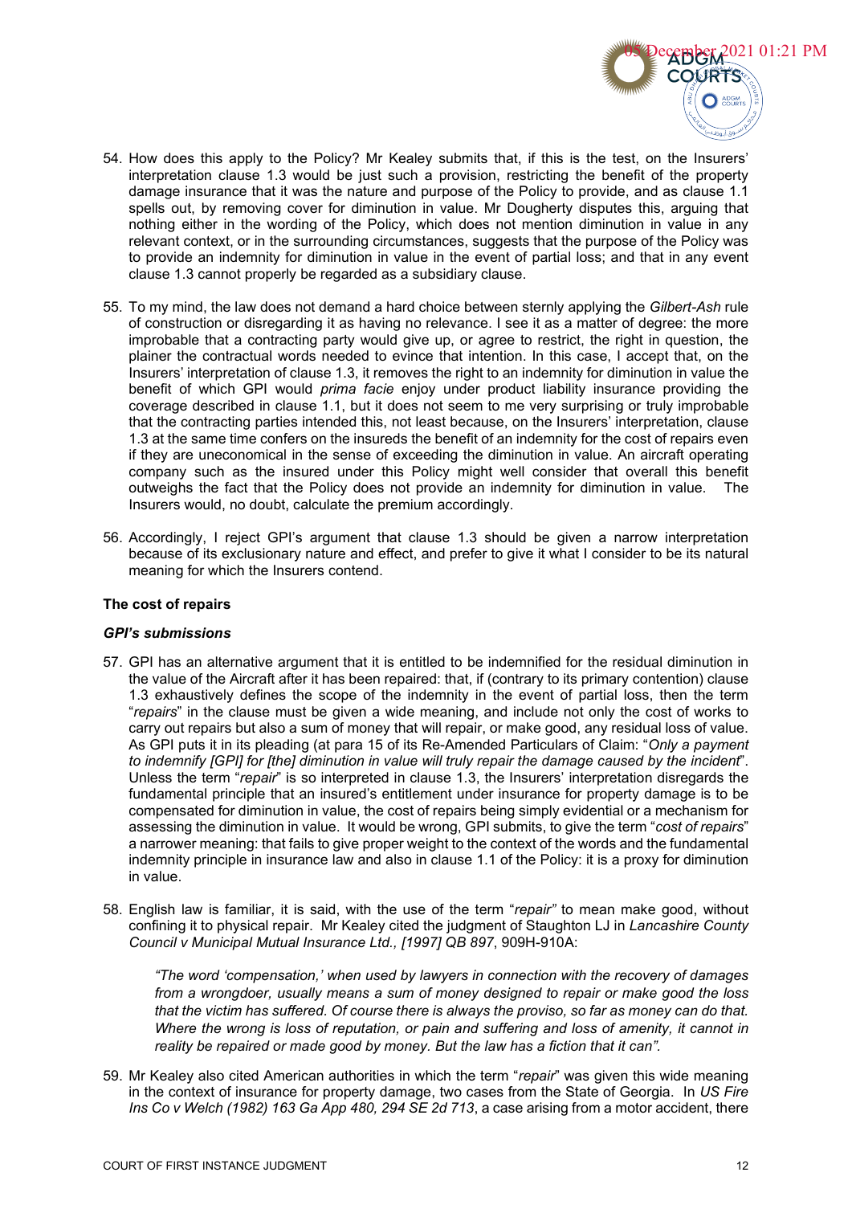54. How does this apply to the Policy? Mr Kealey submits that, if this is the test, on the Insurers' interpretation clause 1.3 would be just such a provision, restricting the benefit of the property damage insurance that it was the nature and purpose of the Policy to provide, and as clause 1.1 spells out, by removing cover for diminution in value. Mr Dougherty disputes this, arguing that nothing either in the wording of the Policy, which does not mention diminution in value in any relevant context, or in the surrounding circumstances, suggests that the purpose of the Policy was to provide an indemnity for diminution in value in the event of partial loss; and that in any event clause 1.3 cannot properly be regarded as a subsidiary clause.

55. To my mind, the law does not demand a hard choice between sternly applying the *Gilbert-Ash* rule of construction or disregarding it as having no relevance. I see it as a matter of degree: the more improbable that a contracting party would give up, or agree to restrict, the right in question, the plainer the contractual words needed to evince that intention. In this case, I accept that, on the Insurers' interpretation of clause 1.3, it removes the right to an indemnity for diminution in value the benefit of which GPI would *prima facie* enjoy under product liability insurance providing the coverage described in clause 1.1, but it does not seem to me very surprising or truly improbable that the contracting parties intended this, not least because, on the Insurers' interpretation, clause 1.3 at the same time confers on the insureds the benefit of an indemnity for the cost of repairs even if they are uneconomical in the sense of exceeding the diminution in value. An aircraft operating company such as the insured under this Policy might well consider that overall this benefit outweighs the fact that the Policy does not provide an indemnity for diminution in value. The Insurers would, no doubt, calculate the premium accordingly.

56. Accordingly, I reject GPI's argument that clause 1.3 should be given a narrow interpretation because of its exclusionary nature and effect, and prefer to give it what I consider to be its natural meaning for which the Insurers contend.

## The cost of repairs

### *GPI's submissions*

57. GPI has an alternative argument that it is entitled to be indemnified for the residual diminution in the value of the Aircraft after it has been repaired: that, if (contrary to its primary contention) clause 1.3 exhaustively defines the scope of the indemnity in the event of partial loss, then the term "*repairs*" in the clause must be given a wide meaning, and include not only the cost of works to carry out repairs but also a sum of money that will repair, or make good, any residual loss of value. As GPI puts it in its pleading (at para 15 of its Re-Amended Particulars of Claim: "*Only a payment to indemnify [GPI] for [the] diminution in value will truly repair the damage caused by the incident*". Unless the term "*repair*" is so interpreted in clause 1.3, the Insurers' interpretation disregards the fundamental principle that an insured's entitlement under insurance for property damage is to be compensated for diminution in value, the cost of repairs being simply evidential or a mechanism for assessing the diminution in value. It would be wrong, GPI submits, to give the term "*cost of repairs*" a narrower meaning: that fails to give proper weight to the context of the words and the fundamental indemnity principle in insurance law and also in clause 1.1 of the Policy: it is a proxy for diminution in value.

58. English law is familiar, it is said, with the use of the term "*repair*" to mean make good, without confining it to physical repair. Mr Kealey cited the judgment of Staughton LJ in *Lancashire County Council v Municipal Mutual Insurance Ltd., [1997] QB 897*, 909H-910A:

    *"The word 'compensation,' when used by lawyers in connection with the recovery of damages from a wrongdoer, usually means a sum of money designed to repair or make good the loss that the victim has suffered. Of course there is always the proviso, so far as money can do that. Where the wrong is loss of reputation, or pain and suffering and loss of amenity, it cannot in reality be repaired or made good by money. But the law has a fiction that it can".*

59. Mr Kealey also cited American authorities in which the term "*repair*" was given this wide meaning in the context of insurance for property damage, two cases from the State of Georgia. In *US Fire Ins Co v Welch (1982) 163 Ga App 480, 294 SE 2d 713*, a case arising from a motor accident, there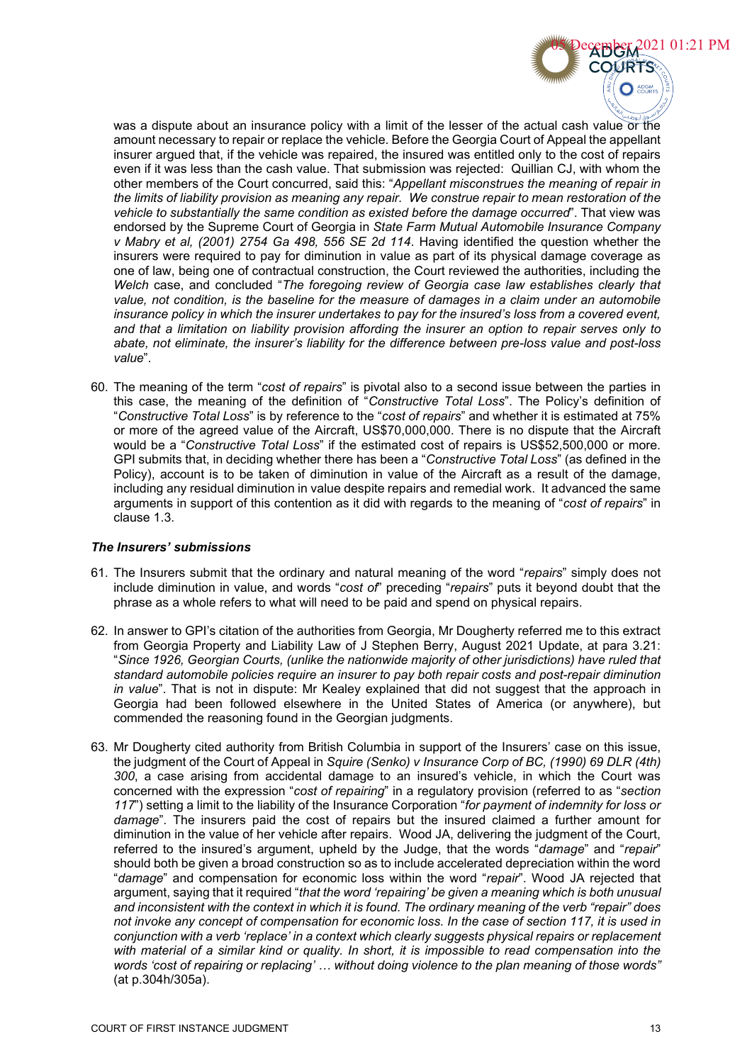was a dispute about an insurance policy with a limit of the lesser of the actual cash value or the amount necessary to repair or replace the vehicle. Before the Georgia Court of Appeal the appellant insurer argued that, if the vehicle was repaired, the insured was entitled only to the cost of repairs even if it was less than the cash value. That submission was rejected: Quillian CJ, with whom the other members of the Court concurred, said this: "*Appellant misconstrues the meaning of repair in the limits of liability provision as meaning any repair. We construe repair to mean restoration of the vehicle to substantially the same condition as existed before the damage occurred*". That view was endorsed by the Supreme Court of Georgia in *State Farm Mutual Automobile Insurance Company v Mabry et al, (2001) 2754 Ga 498, 556 SE 2d 114*. Having identified the question whether the insurers were required to pay for diminution in value as part of its physical damage coverage as one of law, being one of contractual construction, the Court reviewed the authorities, including the *Welch* case, and concluded "*The foregoing review of Georgia case law establishes clearly that value, not condition, is the baseline for the measure of damages in a claim under an automobile insurance policy in which the insurer undertakes to pay for the insured's loss from a covered event, and that a limitation on liability provision affording the insurer an option to repair serves only to abate, not eliminate, the insurer's liability for the difference between pre-loss value and post-loss value*".

60. The meaning of the term "*cost of repairs*" is pivotal also to a second issue between the parties in this case, the meaning of the definition of "*Constructive Total Loss*". The Policy's definition of "*Constructive Total Loss*" is by reference to the "*cost of repairs*" and whether it is estimated at 75% or more of the agreed value of the Aircraft, US$70,000,000. There is no dispute that the Aircraft would be a "*Constructive Total Loss*" if the estimated cost of repairs is US$52,500,000 or more. GPI submits that, in deciding whether there has been a "*Constructive Total Loss*" (as defined in the Policy), account is to be taken of diminution in value of the Aircraft as a result of the damage, including any residual diminution in value despite repairs and remedial work. It advanced the same arguments in support of this contention as it did with regards to the meaning of "*cost of repairs*" in clause 1.3.

### *The Insurers' submissions*

61. The Insurers submit that the ordinary and natural meaning of the word "*repairs*" simply does not include diminution in value, and words "*cost of*" preceding "*repairs*" puts it beyond doubt that the phrase as a whole refers to what will need to be paid and spend on physical repairs.

62. In answer to GPI's citation of the authorities from Georgia, Mr Dougherty referred me to this extract from Georgia Property and Liability Law of J Stephen Berry, August 2021 Update, at para 3.21: "*Since 1926, Georgian Courts, (unlike the nationwide majority of other jurisdictions) have ruled that standard automobile policies require an insurer to pay both repair costs and post-repair diminution in value*". That is not in dispute: Mr Kealey explained that did not suggest that the approach in Georgia had been followed elsewhere in the United States of America (or anywhere), but commended the reasoning found in the Georgian judgments.

63. Mr Dougherty cited authority from British Columbia in support of the Insurers' case on this issue, the judgment of the Court of Appeal in *Squire (Senko) v Insurance Corp of BC, (1990) 69 DLR (4th) 300*, a case arising from accidental damage to an insured's vehicle, in which the Court was concerned with the expression "*cost of repairing*" in a regulatory provision (referred to as "*section 117*") setting a limit to the liability of the Insurance Corporation "*for payment of indemnity for loss or damage*". The insurers paid the cost of repairs but the insured claimed a further amount for diminution in the value of her vehicle after repairs. Wood JA, delivering the judgment of the Court, referred to the insured's argument, upheld by the Judge, that the words "*damage*" and "*repair*" should both be given a broad construction so as to include accelerated depreciation within the word "*damage*" and compensation for economic loss within the word "*repair*". Wood JA rejected that argument, saying that it required "*that the word 'repairing' be given a meaning which is both unusual and inconsistent with the context in which it is found. The ordinary meaning of the verb "repair" does not invoke any concept of compensation for economic loss. In the case of section 117, it is used in conjunction with a verb 'replace' in a context which clearly suggests physical repairs or replacement with material of a similar kind or quality. In short, it is impossible to read compensation into the words 'cost of repairing or replacing' … without doing violence to the plan meaning of those words"* (at p.304h/305a).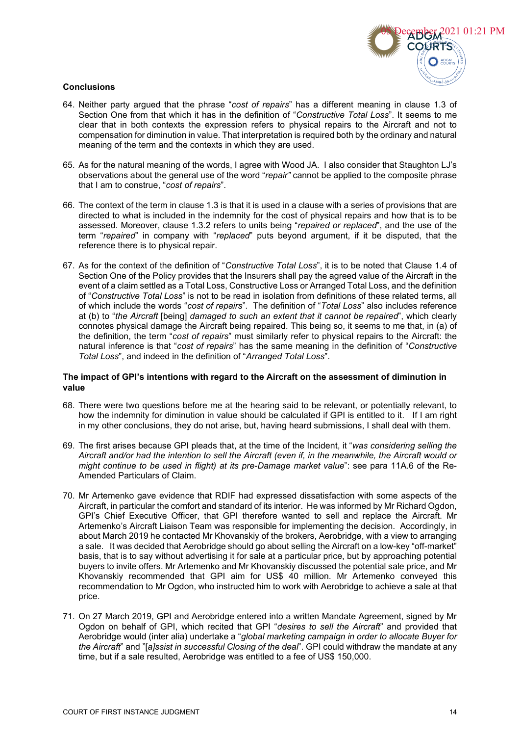### Conclusions

64. Neither party argued that the phrase "*cost of repairs*" has a different meaning in clause 1.3 of Section One from that which it has in the definition of "*Constructive Total Loss*". It seems to me clear that in both contexts the expression refers to physical repairs to the Aircraft and not to compensation for diminution in value. That interpretation is required both by the ordinary and natural meaning of the term and the contexts in which they are used.

65. As for the natural meaning of the words, I agree with Wood JA. I also consider that Staughton LJ's observations about the general use of the word "*repair"* cannot be applied to the composite phrase that I am to construe, "*cost of repairs*".

66. The context of the term in clause 1.3 is that it is used in a clause with a series of provisions that are directed to what is included in the indemnity for the cost of physical repairs and how that is to be assessed. Moreover, clause 1.3.2 refers to units being "*repaired or replaced*", and the use of the term "*repaired*" in company with "*replaced*" puts beyond argument, if it be disputed, that the reference there is to physical repair.

67. As for the context of the definition of "*Constructive Total Loss*", it is to be noted that Clause 1.4 of Section One of the Policy provides that the Insurers shall pay the agreed value of the Aircraft in the event of a claim settled as a Total Loss, Constructive Loss or Arranged Total Loss, and the definition of "*Constructive Total Loss*" is not to be read in isolation from definitions of these related terms, all of which include the words "*cost of repairs*". The definition of "*Total Loss*" also includes reference at (b) to "*the Aircraft* [being] *damaged to such an extent that it cannot be repaired*", which clearly connotes physical damage the Aircraft being repaired. This being so, it seems to me that, in (a) of the definition, the term "*cost of repairs*" must similarly refer to physical repairs to the Aircraft: the natural inference is that "*cost of repairs*" has the same meaning in the definition of "*Constructive Total Loss*", and indeed in the definition of "*Arranged Total Loss*".

### The impact of GPI's intentions with regard to the Aircraft on the assessment of diminution in value

68. There were two questions before me at the hearing said to be relevant, or potentially relevant, to how the indemnity for diminution in value should be calculated if GPI is entitled to it. If I am right in my other conclusions, they do not arise, but, having heard submissions, I shall deal with them.

69. The first arises because GPI pleads that, at the time of the Incident, it "*was considering selling the Aircraft and/or had the intention to sell the Aircraft (even if, in the meanwhile, the Aircraft would or might continue to be used in flight) at its pre-Damage market value*": see para 11A.6 of the Re-Amended Particulars of Claim.

70. Mr Artemenko gave evidence that RDIF had expressed dissatisfaction with some aspects of the Aircraft, in particular the comfort and standard of its interior. He was informed by Mr Richard Ogdon, GPI's Chief Executive Officer, that GPI therefore wanted to sell and replace the Aircraft. Mr Artemenko's Aircraft Liaison Team was responsible for implementing the decision. Accordingly, in about March 2019 he contacted Mr Khovanskiy of the brokers, Aerobridge, with a view to arranging a sale. It was decided that Aerobridge should go about selling the Aircraft on a low-key "off-market" basis, that is to say without advertising it for sale at a particular price, but by approaching potential buyers to invite offers. Mr Artemenko and Mr Khovanskiy discussed the potential sale price, and Mr Khovanskiy recommended that GPI aim for US$ 40 million. Mr Artemenko conveyed this recommendation to Mr Ogdon, who instructed him to work with Aerobridge to achieve a sale at that price.

71. On 27 March 2019, GPI and Aerobridge entered into a written Mandate Agreement, signed by Mr Ogdon on behalf of GPI, which recited that GPI "*desires to sell the Aircraft*" and provided that Aerobridge would (inter alia) undertake a "*global marketing campaign in order to allocate Buyer for the Aircraft*" and "[*a*]*ssist in successful Closing of the deal*". GPI could withdraw the mandate at any time, but if a sale resulted, Aerobridge was entitled to a fee of US$ 150,000.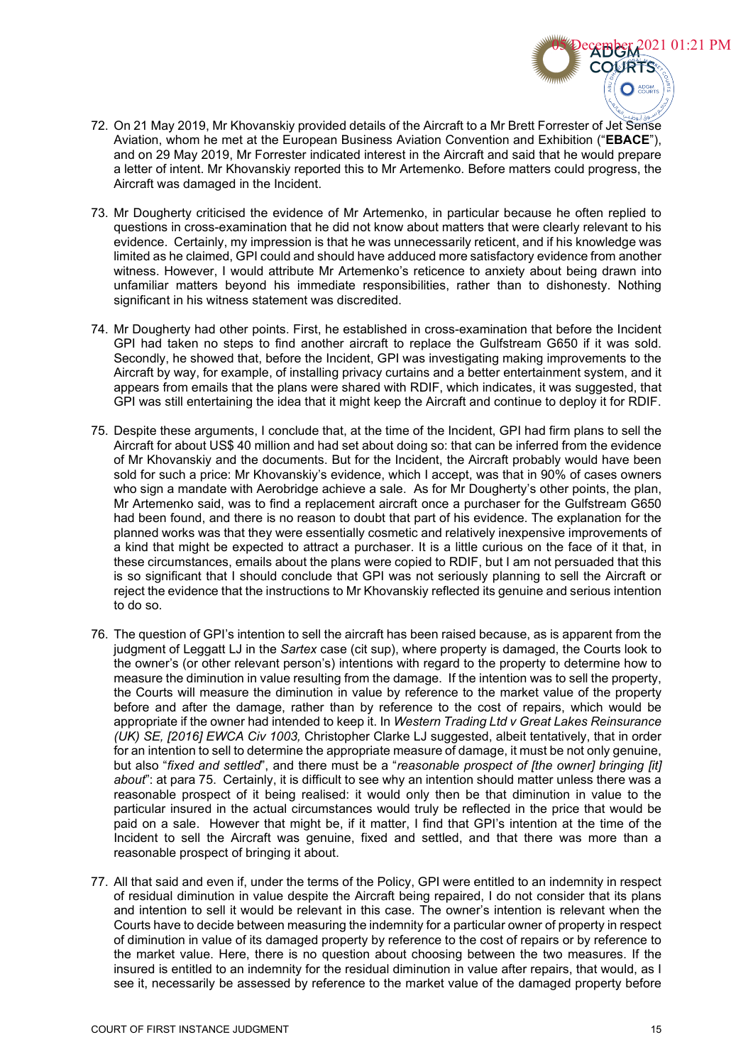72. On 21 May 2019, Mr Khovanskiy provided details of the Aircraft to a Mr Brett Forrester of Jet Sense Aviation, whom he met at the European Business Aviation Convention and Exhibition ("**EBACE**"), and on 29 May 2019, Mr Forrester indicated interest in the Aircraft and said that he would prepare a letter of intent. Mr Khovanskiy reported this to Mr Artemenko. Before matters could progress, the Aircraft was damaged in the Incident.

73. Mr Dougherty criticised the evidence of Mr Artemenko, in particular because he often replied to questions in cross-examination that he did not know about matters that were clearly relevant to his evidence. Certainly, my impression is that he was unnecessarily reticent, and if his knowledge was limited as he claimed, GPI could and should have adduced more satisfactory evidence from another witness. However, I would attribute Mr Artemenko's reticence to anxiety about being drawn into unfamiliar matters beyond his immediate responsibilities, rather than to dishonesty. Nothing significant in his witness statement was discredited.

74. Mr Dougherty had other points. First, he established in cross-examination that before the Incident GPI had taken no steps to find another aircraft to replace the Gulfstream G650 if it was sold. Secondly, he showed that, before the Incident, GPI was investigating making improvements to the Aircraft by way, for example, of installing privacy curtains and a better entertainment system, and it appears from emails that the plans were shared with RDIF, which indicates, it was suggested, that GPI was still entertaining the idea that it might keep the Aircraft and continue to deploy it for RDIF.

75. Despite these arguments, I conclude that, at the time of the Incident, GPI had firm plans to sell the Aircraft for about US$ 40 million and had set about doing so: that can be inferred from the evidence of Mr Khovanskiy and the documents. But for the Incident, the Aircraft probably would have been sold for such a price: Mr Khovanskiy's evidence, which I accept, was that in 90% of cases owners who sign a mandate with Aerobridge achieve a sale. As for Mr Dougherty's other points, the plan, Mr Artemenko said, was to find a replacement aircraft once a purchaser for the Gulfstream G650 had been found, and there is no reason to doubt that part of his evidence. The explanation for the planned works was that they were essentially cosmetic and relatively inexpensive improvements of a kind that might be expected to attract a purchaser. It is a little curious on the face of it that, in these circumstances, emails about the plans were copied to RDIF, but I am not persuaded that this is so significant that I should conclude that GPI was not seriously planning to sell the Aircraft or reject the evidence that the instructions to Mr Khovanskiy reflected its genuine and serious intention to do so.

76. The question of GPI's intention to sell the aircraft has been raised because, as is apparent from the judgment of Leggatt LJ in the *Sartex* case (cit sup), where property is damaged, the Courts look to the owner's (or other relevant person's) intentions with regard to the property to determine how to measure the diminution in value resulting from the damage. If the intention was to sell the property, the Courts will measure the diminution in value by reference to the market value of the property before and after the damage, rather than by reference to the cost of repairs, which would be appropriate if the owner had intended to keep it. In *Western Trading Ltd v Great Lakes Reinsurance (UK) SE, [2016] EWCA Civ 1003,* Christopher Clarke LJ suggested, albeit tentatively, that in order for an intention to sell to determine the appropriate measure of damage, it must be not only genuine, but also "*fixed and settled*", and there must be a "*reasonable prospect of [the owner] bringing [it] about*": at para 75. Certainly, it is difficult to see why an intention should matter unless there was a reasonable prospect of it being realised: it would only then be that diminution in value to the particular insured in the actual circumstances would truly be reflected in the price that would be paid on a sale. However that might be, if it matter, I find that GPI's intention at the time of the Incident to sell the Aircraft was genuine, fixed and settled, and that there was more than a reasonable prospect of bringing it about.

77. All that said and even if, under the terms of the Policy, GPI were entitled to an indemnity in respect of residual diminution in value despite the Aircraft being repaired, I do not consider that its plans and intention to sell it would be relevant in this case. The owner's intention is relevant when the Courts have to decide between measuring the indemnity for a particular owner of property in respect of diminution in value of its damaged property by reference to the cost of repairs or by reference to the market value. Here, there is no question about choosing between the two measures. If the insured is entitled to an indemnity for the residual diminution in value after repairs, that would, as I see it, necessarily be assessed by reference to the market value of the damaged property before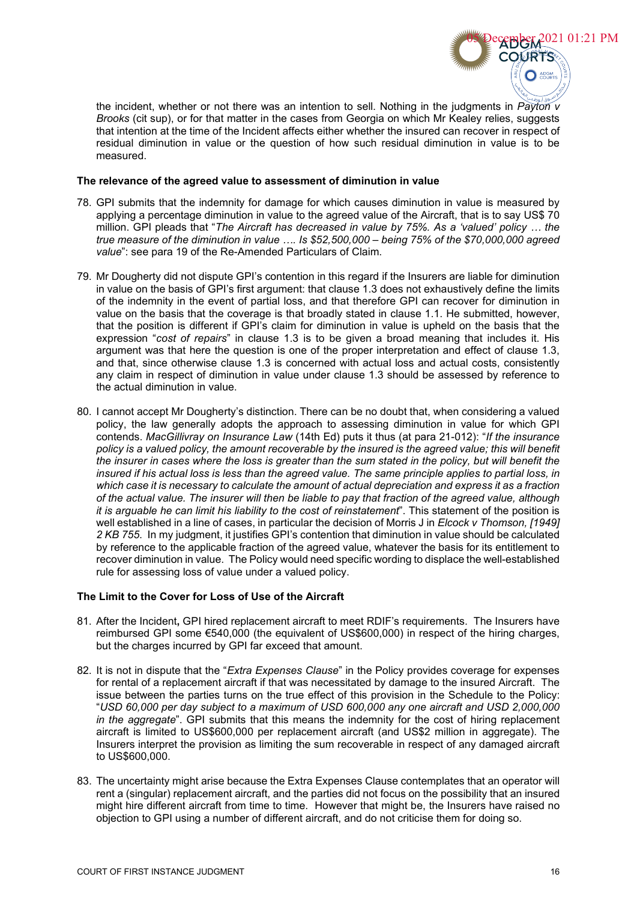the incident, whether or not there was an intention to sell. Nothing in the judgments in *Payton v Brooks* (cit sup), or for that matter in the cases from Georgia on which Mr Kealey relies, suggests that intention at the time of the Incident affects either whether the insured can recover in respect of residual diminution in value or the question of how such residual diminution in value is to be measured.

**The relevance of the agreed value to assessment of diminution in value**

78. GPI submits that the indemnity for damage for which causes diminution in value is measured by applying a percentage diminution in value to the agreed value of the Aircraft, that is to say US$ 70 million. GPI pleads that "*The Aircraft has decreased in value by 75%. As a 'valued' policy … the true measure of the diminution in value …. Is $52,500,000 – being 75% of the $70,000,000 agreed value*": see para 19 of the Re-Amended Particulars of Claim.

79. Mr Dougherty did not dispute GPI's contention in this regard if the Insurers are liable for diminution in value on the basis of GPI's first argument: that clause 1.3 does not exhaustively define the limits of the indemnity in the event of partial loss, and that therefore GPI can recover for diminution in value on the basis that the coverage is that broadly stated in clause 1.1. He submitted, however, that the position is different if GPI's claim for diminution in value is upheld on the basis that the expression "*cost of repairs*" in clause 1.3 is to be given a broad meaning that includes it. His argument was that here the question is one of the proper interpretation and effect of clause 1.3, and that, since otherwise clause 1.3 is concerned with actual loss and actual costs, consistently any claim in respect of diminution in value under clause 1.3 should be assessed by reference to the actual diminution in value.

80. I cannot accept Mr Dougherty's distinction. There can be no doubt that, when considering a valued policy, the law generally adopts the approach to assessing diminution in value for which GPI contends. *MacGillivray on Insurance Law* (14th Ed) puts it thus (at para 21-012): "*If the insurance policy is a valued policy, the amount recoverable by the insured is the agreed value; this will benefit the insurer in cases where the loss is greater than the sum stated in the policy, but will benefit the insured if his actual loss is less than the agreed value. The same principle applies to partial loss, in which case it is necessary to calculate the amount of actual depreciation and express it as a fraction of the actual value. The insurer will then be liable to pay that fraction of the agreed value, although it is arguable he can limit his liability to the cost of reinstatement*". This statement of the position is well established in a line of cases, in particular the decision of Morris J in *Elcock v Thomson, [1949] 2 KB 755*. In my judgment, it justifies GPI's contention that diminution in value should be calculated by reference to the applicable fraction of the agreed value, whatever the basis for its entitlement to recover diminution in value. The Policy would need specific wording to displace the well-established rule for assessing loss of value under a valued policy.

**The Limit to the Cover for Loss of Use of the Aircraft**

81. After the Incident**,** GPI hired replacement aircraft to meet RDIF's requirements. The Insurers have reimbursed GPI some €540,000 (the equivalent of US$600,000) in respect of the hiring charges, but the charges incurred by GPI far exceed that amount.

82. It is not in dispute that the "*Extra Expenses Clause*" in the Policy provides coverage for expenses for rental of a replacement aircraft if that was necessitated by damage to the insured Aircraft. The issue between the parties turns on the true effect of this provision in the Schedule to the Policy: "*USD 60,000 per day subject to a maximum of USD 600,000 any one aircraft and USD 2,000,000 in the aggregate*". GPI submits that this means the indemnity for the cost of hiring replacement aircraft is limited to US$600,000 per replacement aircraft (and US$2 million in aggregate). The Insurers interpret the provision as limiting the sum recoverable in respect of any damaged aircraft to US$600,000.

83. The uncertainty might arise because the Extra Expenses Clause contemplates that an operator will rent a (singular) replacement aircraft, and the parties did not focus on the possibility that an insured might hire different aircraft from time to time. However that might be, the Insurers have raised no objection to GPI using a number of different aircraft, and do not criticise them for doing so.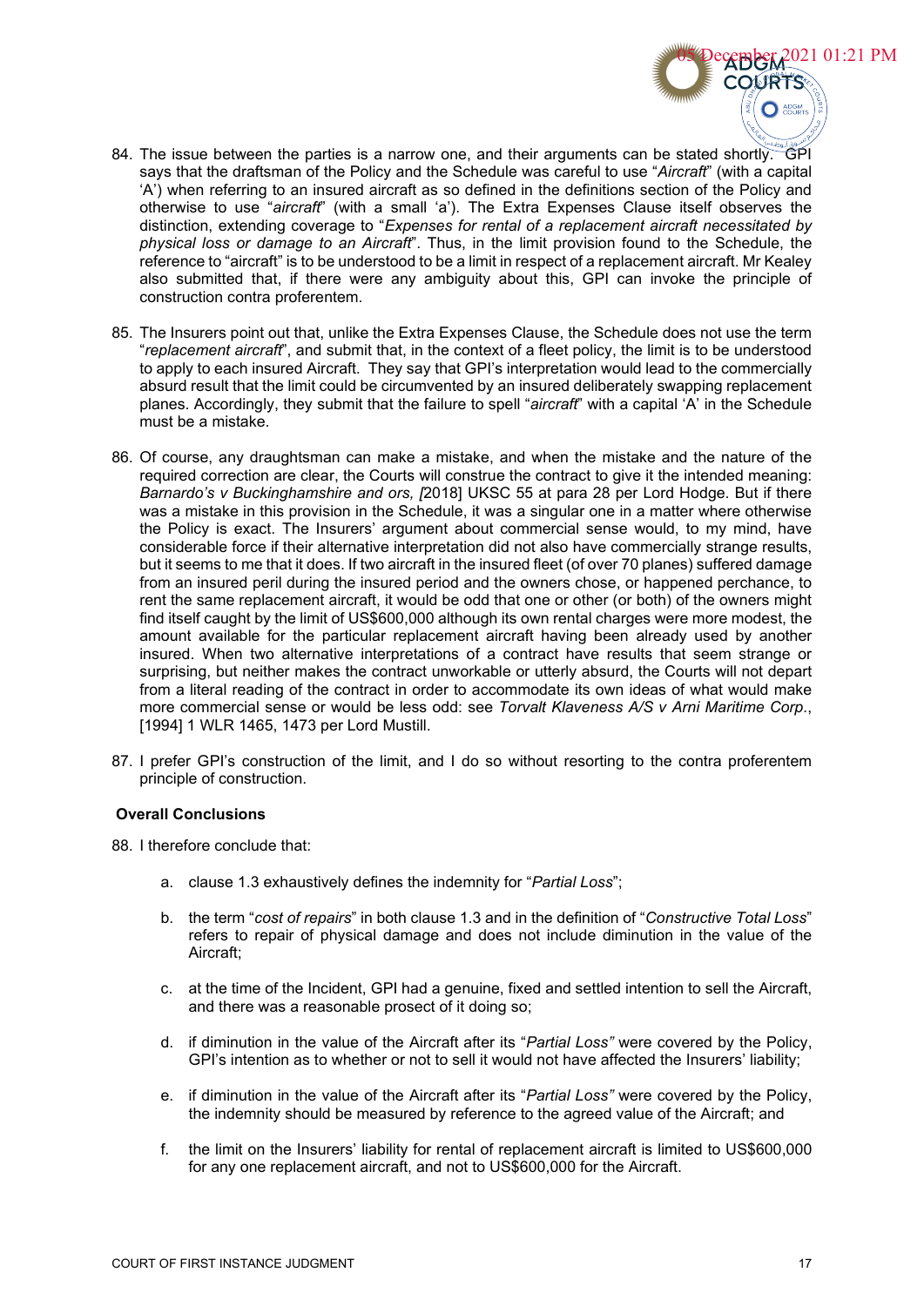84. The issue between the parties is a narrow one, and their arguments can be stated shortly. GPI says that the draftsman of the Policy and the Schedule was careful to use "*Aircraft*" (with a capital 'A') when referring to an insured aircraft as so defined in the definitions section of the Policy and otherwise to use "*aircraft*" (with a small 'a'). The Extra Expenses Clause itself observes the distinction, extending coverage to "*Expenses for rental of a replacement aircraft necessitated by physical loss or damage to an Aircraft*". Thus, in the limit provision found to the Schedule, the reference to "aircraft" is to be understood to be a limit in respect of a replacement aircraft. Mr Kealey also submitted that, if there were any ambiguity about this, GPI can invoke the principle of construction contra proferentem.

85. The Insurers point out that, unlike the Extra Expenses Clause, the Schedule does not use the term "*replacement aircraft*", and submit that, in the context of a fleet policy, the limit is to be understood to apply to each insured Aircraft. They say that GPI's interpretation would lead to the commercially absurd result that the limit could be circumvented by an insured deliberately swapping replacement planes. Accordingly, they submit that the failure to spell "*aircraft*" with a capital 'A' in the Schedule must be a mistake.

86. Of course, any draughtsman can make a mistake, and when the mistake and the nature of the required correction are clear, the Courts will construe the contract to give it the intended meaning: *Barnardo's v Buckinghamshire and ors, [*2018] UKSC 55 at para 28 per Lord Hodge. But if there was a mistake in this provision in the Schedule, it was a singular one in a matter where otherwise the Policy is exact. The Insurers' argument about commercial sense would, to my mind, have considerable force if their alternative interpretation did not also have commercially strange results, but it seems to me that it does. If two aircraft in the insured fleet (of over 70 planes) suffered damage from an insured peril during the insured period and the owners chose, or happened perchance, to rent the same replacement aircraft, it would be odd that one or other (or both) of the owners might find itself caught by the limit of US$600,000 although its own rental charges were more modest, the amount available for the particular replacement aircraft having been already used by another insured. When two alternative interpretations of a contract have results that seem strange or surprising, but neither makes the contract unworkable or utterly absurd, the Courts will not depart from a literal reading of the contract in order to accommodate its own ideas of what would make more commercial sense or would be less odd: see *Torvalt Klaveness A/S v Arni Maritime Corp.*, [1994] 1 WLR 1465, 1473 per Lord Mustill.

87. I prefer GPI's construction of the limit, and I do so without resorting to the contra proferentem principle of construction.

**Overall Conclusions**

88. I therefore conclude that:

    a. clause 1.3 exhaustively defines the indemnity for "*Partial Loss*";

    b. the term "*cost of repairs*" in both clause 1.3 and in the definition of "*Constructive Total Loss*" refers to repair of physical damage and does not include diminution in the value of the Aircraft;

    c. at the time of the Incident, GPI had a genuine, fixed and settled intention to sell the Aircraft, and there was a reasonable prosect of it doing so;

    d. if diminution in the value of the Aircraft after its "*Partial Loss"* were covered by the Policy, GPI's intention as to whether or not to sell it would not have affected the Insurers' liability;

    e. if diminution in the value of the Aircraft after its "*Partial Loss"* were covered by the Policy, the indemnity should be measured by reference to the agreed value of the Aircraft; and

    f. the limit on the Insurers' liability for rental of replacement aircraft is limited to US$600,000 for any one replacement aircraft, and not to US$600,000 for the Aircraft.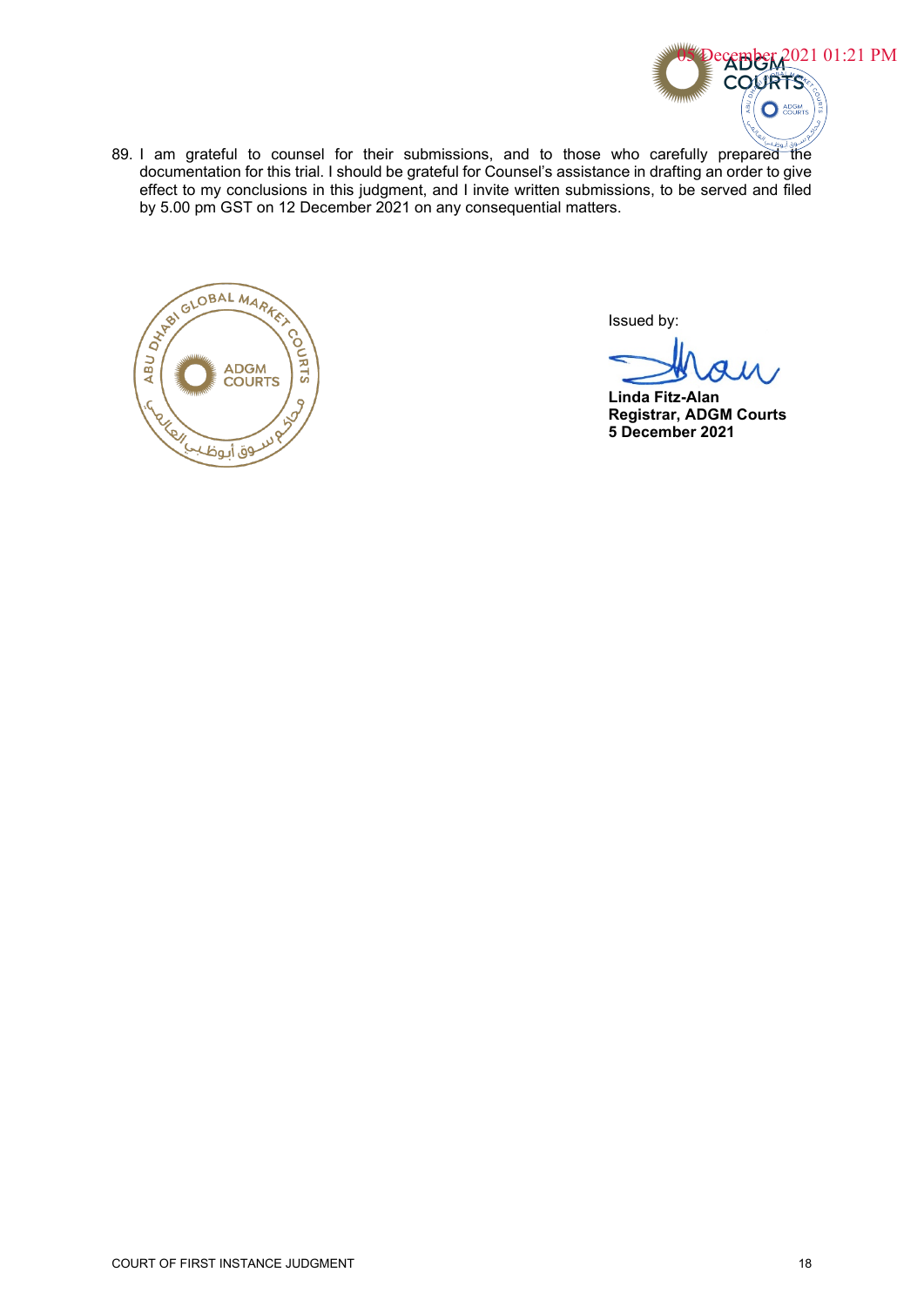05 December 2021 01:21 PM

89. I am grateful to counsel for their submissions, and to those who carefully prepared the documentation for this trial. I should be grateful for Counsel's assistance in drafting an order to give effect to my conclusions in this judgment, and I invite written submissions, to be served and filed by 5.00 pm GST on 12 December 2021 on any consequential matters.

Issued by:

**Linda Fitz-Alan**
**Registrar, ADGM Courts**
**5 December 2021**